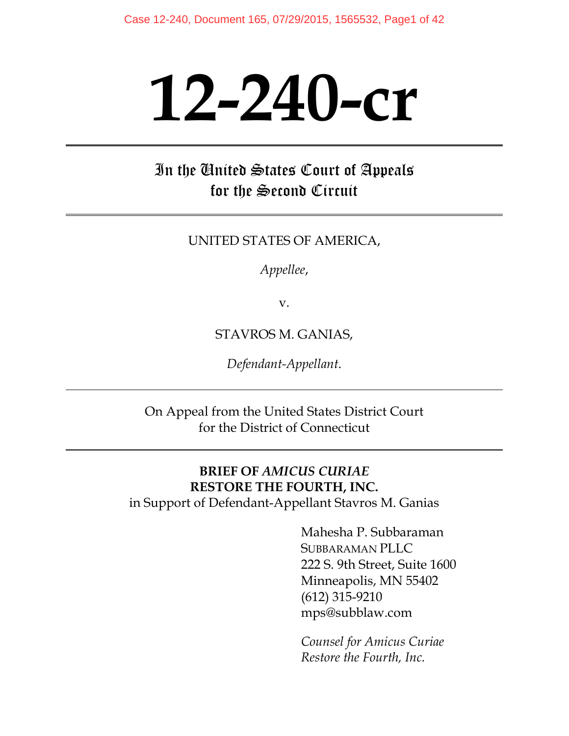# 12-240-cr

## In the United States Court of Appeals for the Second Circuit

UNITED STATES OF AMERICA,

*Appellee*,

v.

STAVROS M. GANIAS,

*Defendant-Appellant*.

On Appeal from the United States District Court for the District of Connecticut

**BRIEF OF *AMICUS CURIAE* RESTORE THE FOURTH, INC.**
in Support of Defendant-Appellant Stavros M. Ganias

Mahesha P. Subbaraman
SUBBARAMAN PLLC
222 S. 9th Street, Suite 1600
Minneapolis, MN 55402
(612) 315-9210
mps@subblaw.com

*Counsel for Amicus Curiae Restore the Fourth, Inc.*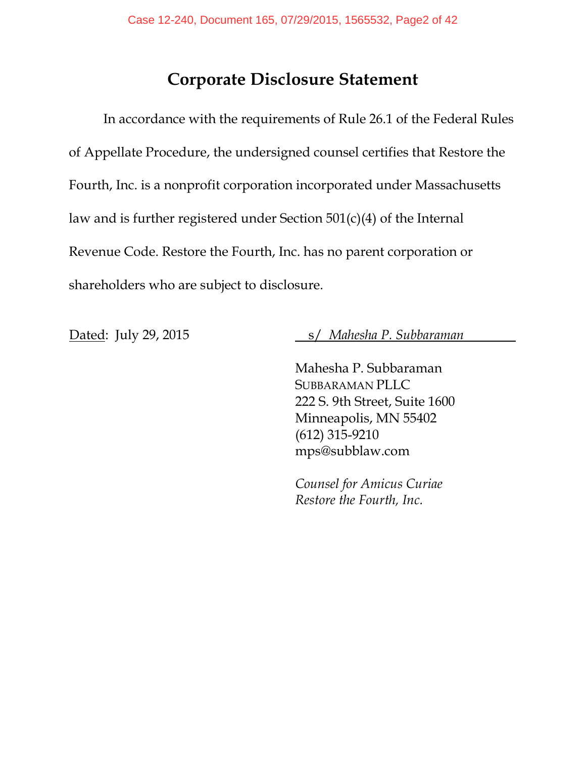# Corporate Disclosure Statement

In accordance with the requirements of Rule 26.1 of the Federal Rules of Appellate Procedure, the undersigned counsel certifies that Restore the Fourth, Inc. is a nonprofit corporation incorporated under Massachusetts law and is further registered under Section 501(c)(4) of the Internal Revenue Code. Restore the Fourth, Inc. has no parent corporation or shareholders who are subject to disclosure.

Dated: July 29, 2015

s/ *Mahesha P. Subbaraman*

Mahesha P. Subbaraman
SUBBARAMAN PLLC
222 S. 9th Street, Suite 1600
Minneapolis, MN 55402
(612) 315-9210
mps@subblaw.com

*Counsel for Amicus Curiae*
*Restore the Fourth, Inc.*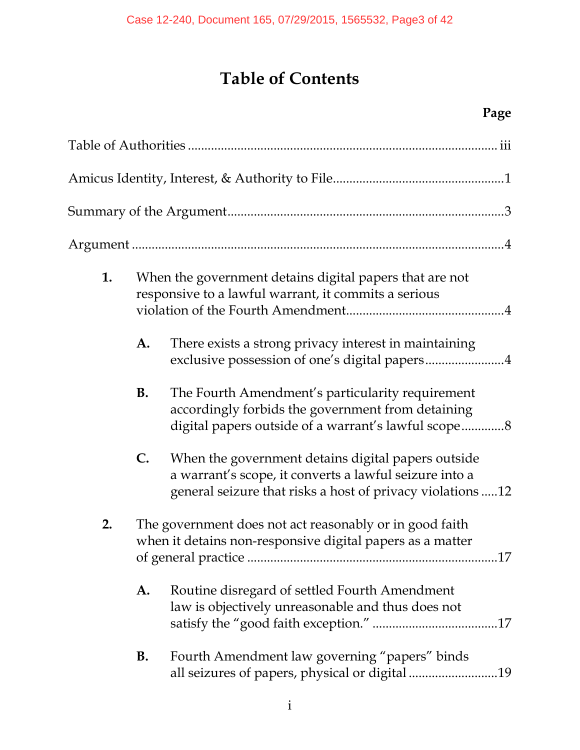# Table of Contents

| | Page |
|---|---|
| Table of Authorities | iii |
| Amicus Identity, Interest, & Authority to File | 1 |
| Summary of the Argument | 3 |
| Argument | 4 |
| **1.** When the government detains digital papers that are not responsive to a lawful warrant, it commits a serious violation of the Fourth Amendment | 4 |
| **A.** There exists a strong privacy interest in maintaining exclusive possession of one's digital papers | 4 |
| **B.** The Fourth Amendment's particularity requirement accordingly forbids the government from detaining digital papers outside of a warrant's lawful scope | 8 |
| **C.** When the government detains digital papers outside a warrant's scope, it converts a lawful seizure into a general seizure that risks a host of privacy violations | 12 |
| **2.** The government does not act reasonably or in good faith when it detains non-responsive digital papers as a matter of general practice | 17 |
| **A.** Routine disregard of settled Fourth Amendment law is objectively unreasonable and thus does not satisfy the "good faith exception." | 17 |
| **B.** Fourth Amendment law governing "papers" binds all seizures of papers, physical or digital | 19 |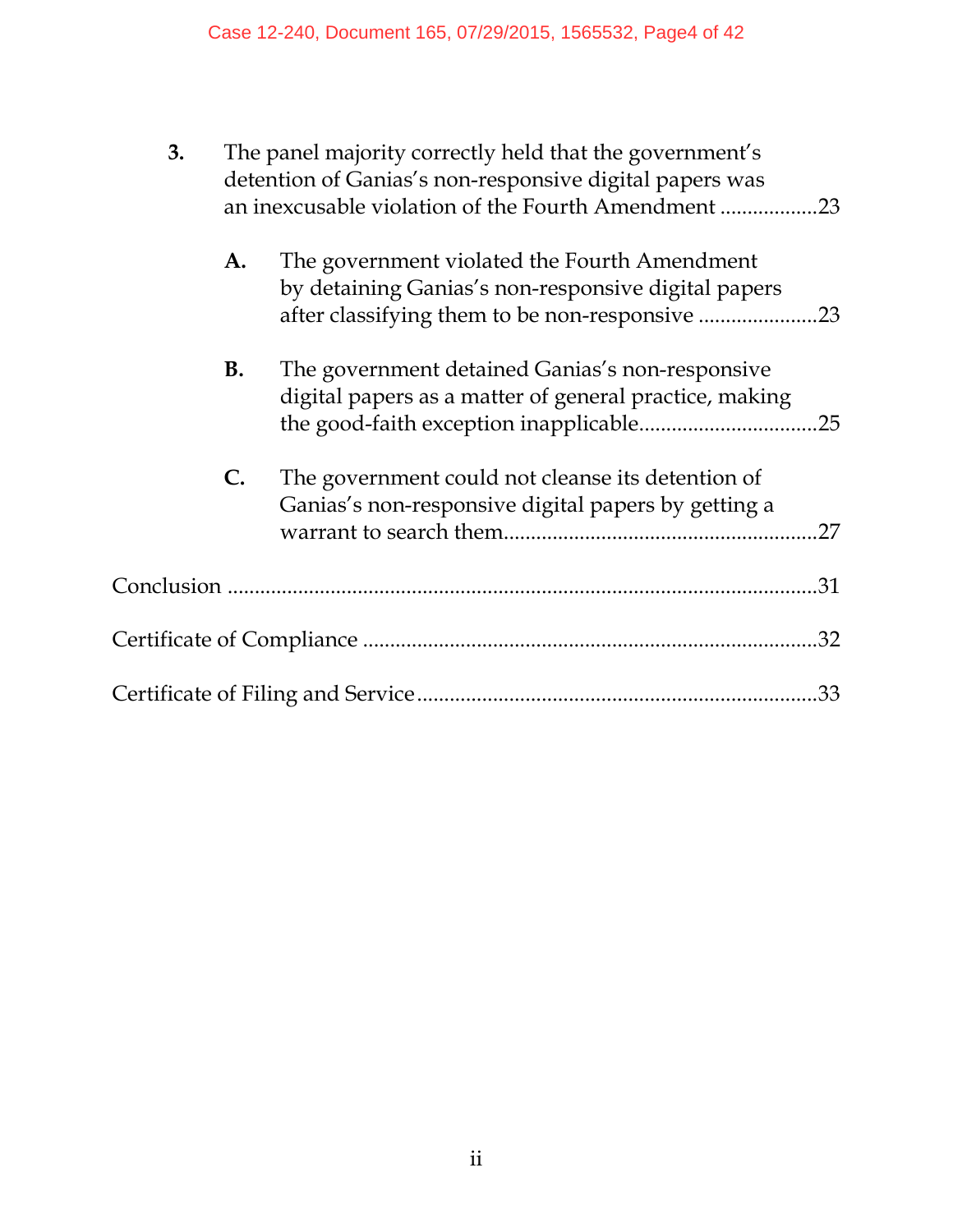**3.** The panel majority correctly held that the government's detention of Ganias's non-responsive digital papers was an inexcusable violation of the Fourth Amendment .................23

- **A.** The government violated the Fourth Amendment by detaining Ganias's non-responsive digital papers after classifying them to be non-responsive .....................23

- **B.** The government detained Ganias's non-responsive digital papers as a matter of general practice, making the good-faith exception inapplicable................................25

- **C.** The government could not cleanse its detention of Ganias's non-responsive digital papers by getting a warrant to search them.........................................................27

Conclusion ...........................................................................................31

Certificate of Compliance ...................................................................32

Certificate of Filing and Service.........................................................33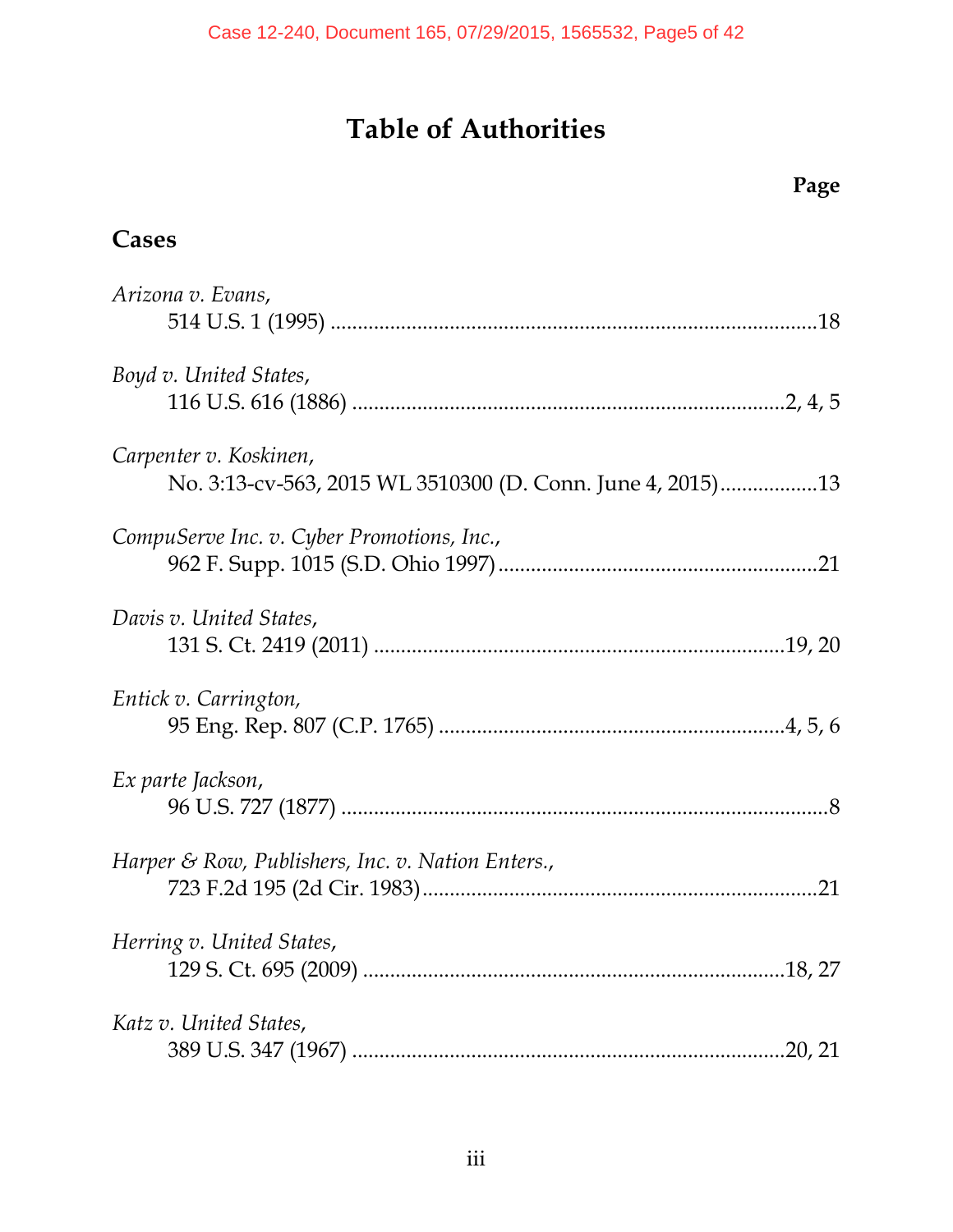# Table of Authorities

**Page**

## Cases

*Arizona v. Evans*,
514 U.S. 1 (1995) ........................................................................................18

*Boyd v. United States*,
116 U.S. 616 (1886) ..............................................................................2, 4, 5

*Carpenter v. Koskinen*,
No. 3:13-cv-563, 2015 WL 3510300 (D. Conn. June 4, 2015).................13

*CompuServe Inc. v. Cyber Promotions, Inc.*,
962 F. Supp. 1015 (S.D. Ohio 1997)..........................................................21

*Davis v. United States*,
131 S. Ct. 2419 (2011) ...........................................................................19, 20

*Entick v. Carrington*,
95 Eng. Rep. 807 (C.P. 1765) ...............................................................4, 5, 6

*Ex parte Jackson*,
96 U.S. 727 (1877) ..........................................................................................8

*Harper & Row, Publishers, Inc. v. Nation Enters.*,
723 F.2d 195 (2d Cir. 1983).........................................................................21

*Herring v. United States*,
129 S. Ct. 695 (2009) ..............................................................................18, 27

*Katz v. United States*,
389 U.S. 347 (1967) ................................................................................20, 21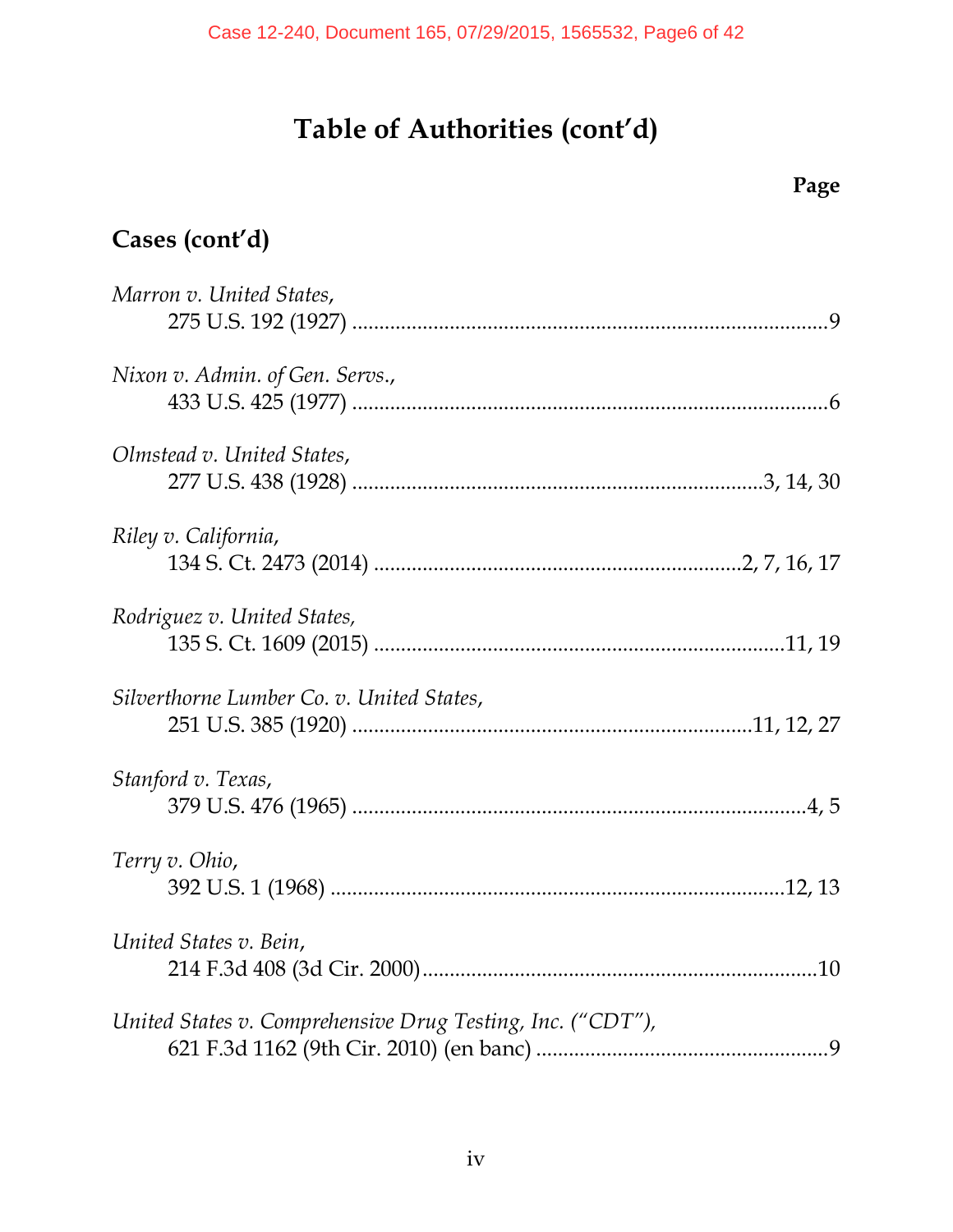# Table of Authorities (cont'd)

**Page**

## Cases (cont'd)

*Marron v. United States*,
275 U.S. 192 (1927) ....................................................................................9

*Nixon v. Admin. of Gen. Servs.*,
433 U.S. 425 (1977) ....................................................................................6

*Olmstead v. United States*,
277 U.S. 438 (1928) ......................................................................3, 14, 30

*Riley v. California*,
134 S. Ct. 2473 (2014) ..............................................................2, 7, 16, 17

*Rodriguez v. United States,*
135 S. Ct. 1609 (2015) ......................................................................11, 19

*Silverthorne Lumber Co. v. United States*,
251 U.S. 385 (1920) ....................................................................11, 12, 27

*Stanford v. Texas*,
379 U.S. 476 (1965) ................................................................................4, 5

*Terry v. Ohio*,
392 U.S. 1 (1968) ..................................................................................12, 13

*United States v. Bein*,
214 F.3d 408 (3d Cir. 2000)......................................................................10

*United States v. Comprehensive Drug Testing, Inc. ("CDT")*,
621 F.3d 1162 (9th Cir. 2010) (en banc) ...................................................9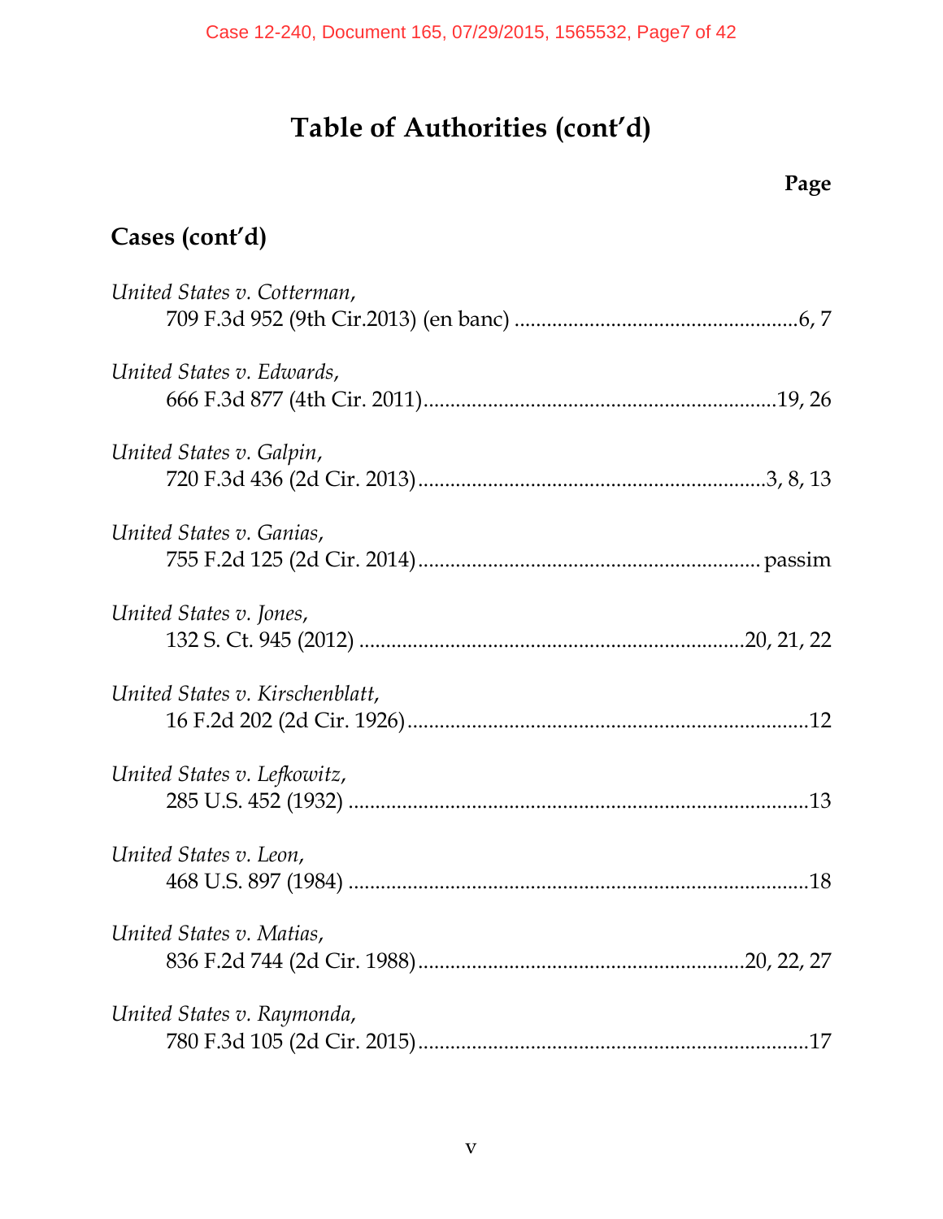# Table of Authorities (cont'd)

**Page**

## Cases (cont'd)

*United States v. Cotterman*,
709 F.3d 952 (9th Cir.2013) (en banc) ....................................................6, 7

*United States v. Edwards*,
666 F.3d 877 (4th Cir. 2011)................................................................19, 26

*United States v. Galpin*,
720 F.3d 436 (2d Cir. 2013)...............................................................3, 8, 13

*United States v. Ganias*,
755 F.2d 125 (2d Cir. 2014).............................................................. passim

*United States v. Jones*,
132 S. Ct. 945 (2012) ......................................................................20, 21, 22

*United States v. Kirschenblatt*,
16 F.2d 202 (2d Cir. 1926).........................................................................12

*United States v. Lefkowitz*,
285 U.S. 452 (1932) ....................................................................................13

*United States v. Leon*,
468 U.S. 897 (1984) ....................................................................................18

*United States v. Matias*,
836 F.2d 744 (2d Cir. 1988)...........................................................20, 22, 27

*United States v. Raymonda*,
780 F.3d 105 (2d Cir. 2015).......................................................................17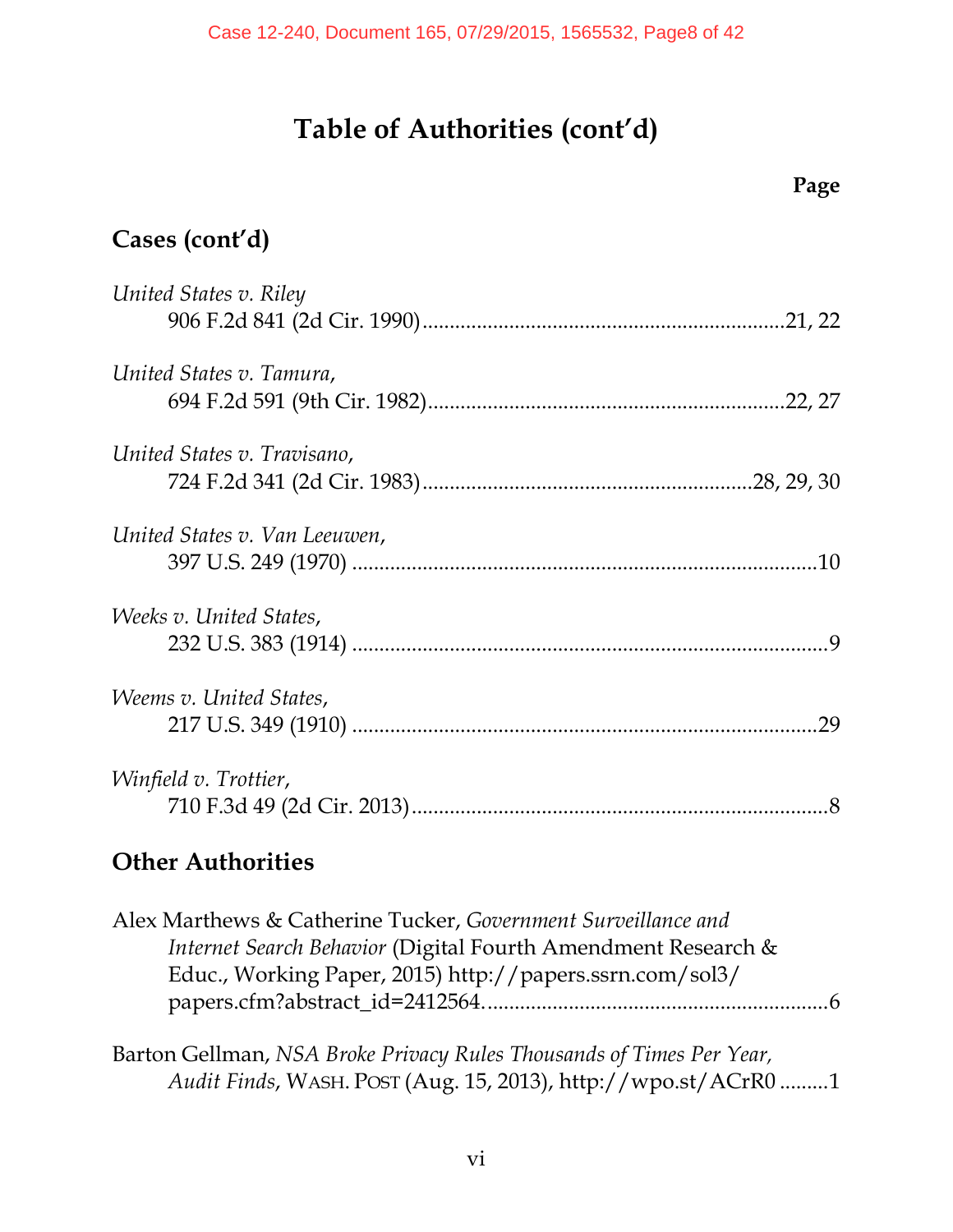# Table of Authorities (cont'd)

**Page**

## Cases (cont'd)

*United States v. Riley*
906 F.2d 841 (2d Cir. 1990)....................21, 22

*United States v. Tamura*,
694 F.2d 591 (9th Cir. 1982)....................22, 27

*United States v. Travisano*,
724 F.2d 341 (2d Cir. 1983)....................28, 29, 30

*United States v. Van Leeuwen*,
397 U.S. 249 (1970)....................10

*Weeks v. United States*,
232 U.S. 383 (1914)....................9

*Weems v. United States*,
217 U.S. 349 (1910)....................29

*Winfield v. Trottier*,
710 F.3d 49 (2d Cir. 2013)....................8

## Other Authorities

Alex Marthews & Catherine Tucker, *Government Surveillance and Internet Search Behavior* (Digital Fourth Amendment Research & Educ., Working Paper, 2015) http://papers.ssrn.com/sol3/papers.cfm?abstract_id=2412564....................6

Barton Gellman, *NSA Broke Privacy Rules Thousands of Times Per Year, Audit Finds*, WASH. POST (Aug. 15, 2013), http://wpo.st/ACrR0 .........1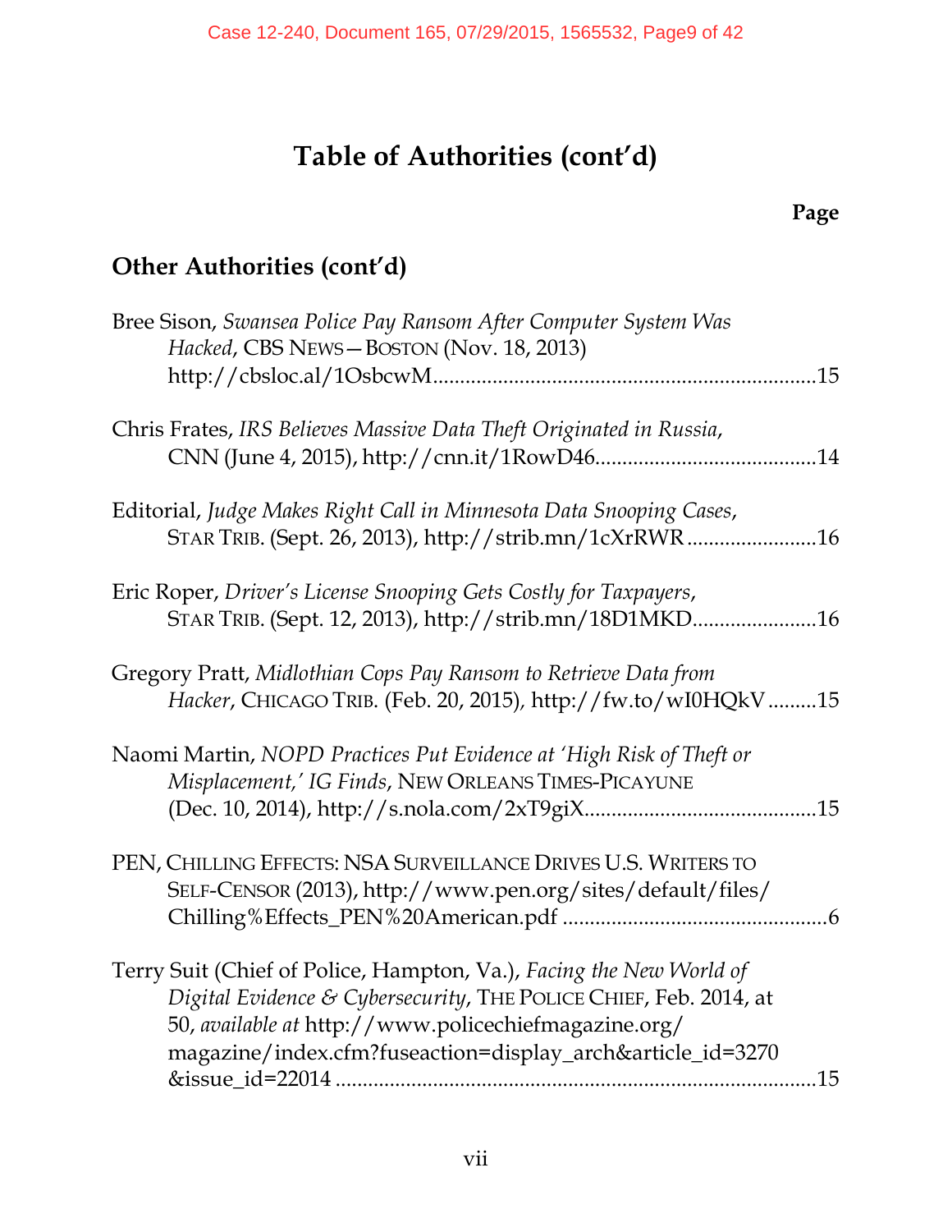# Table of Authorities (cont'd)

**Page**

## Other Authorities (cont'd)

Bree Sison, *Swansea Police Pay Ransom After Computer System Was Hacked*, CBS NEWS—BOSTON (Nov. 18, 2013) http://cbsloc.al/1OsbcwM ....................................................................15

Chris Frates, *IRS Believes Massive Data Theft Originated in Russia*, CNN (June 4, 2015), http://cnn.it/1RowD46........................................14

Editorial, *Judge Makes Right Call in Minnesota Data Snooping Cases*, STAR TRIB. (Sept. 26, 2013), http://strib.mn/1cXrRWR ........................16

Eric Roper, *Driver's License Snooping Gets Costly for Taxpayers*, STAR TRIB. (Sept. 12, 2013), http://strib.mn/18D1MKD.......................16

Gregory Pratt, *Midlothian Cops Pay Ransom to Retrieve Data from Hacker*, CHICAGO TRIB. (Feb. 20, 2015), http://fw.to/wI0HQkV .........15

Naomi Martin, *NOPD Practices Put Evidence at 'High Risk of Theft or Misplacement,' IG Finds*, NEW ORLEANS TIMES-PICAYUNE (Dec. 10, 2014), http://s.nola.com/2xT9giX..........................................15

PEN, CHILLING EFFECTS: NSA SURVEILLANCE DRIVES U.S. WRITERS TO SELF-CENSOR (2013), http://www.pen.org/sites/default/files/Chilling%Effects_PEN%20American.pdf ................................................6

Terry Suit (Chief of Police, Hampton, Va.), *Facing the New World of Digital Evidence & Cybersecurity*, THE POLICE CHIEF, Feb. 2014, at 50, *available at* http://www.policechiefmagazine.org/magazine/index.cfm?fuseaction=display_arch&article_id=3270&issue_id=22014 .......................................................................15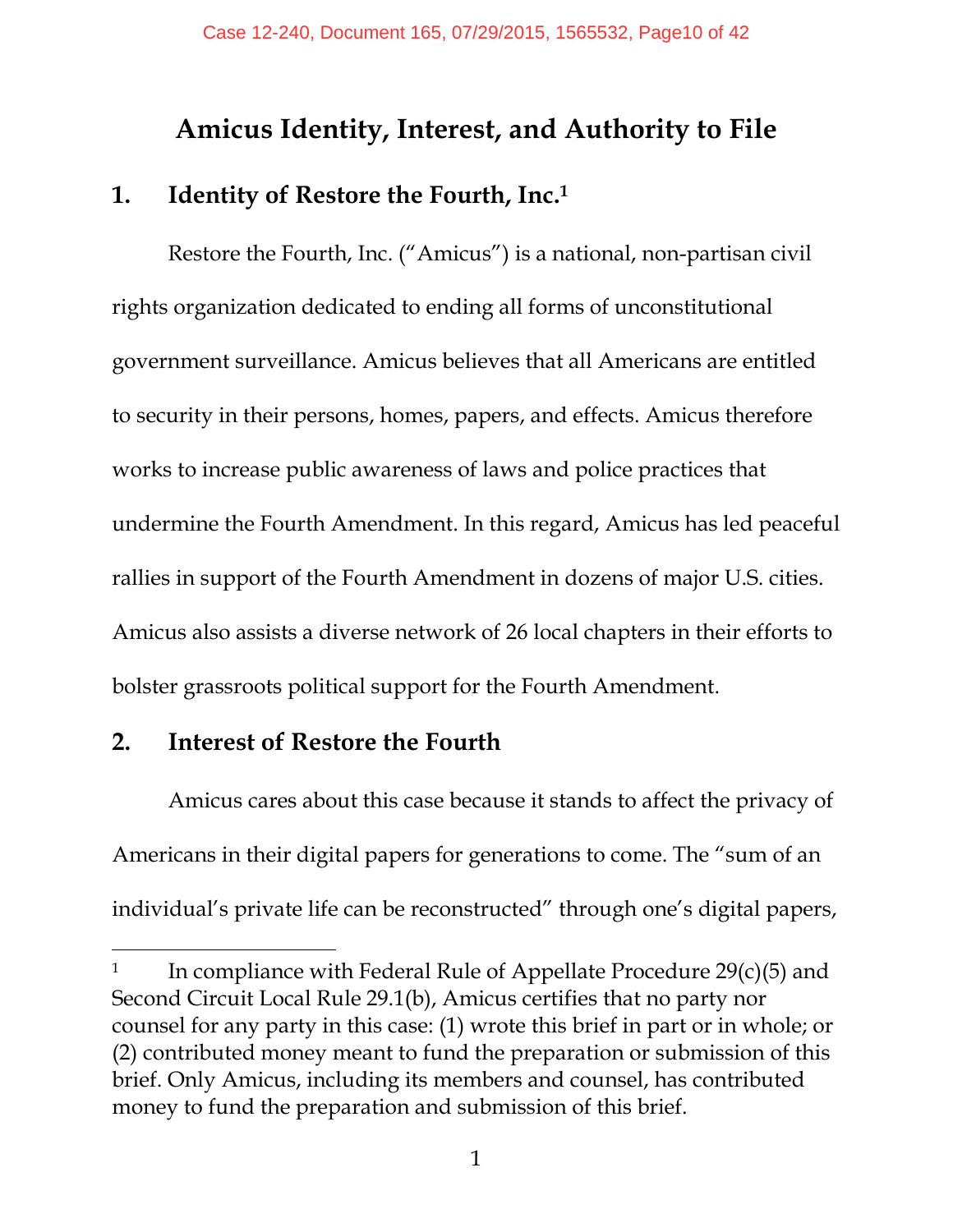# Amicus Identity, Interest, and Authority to File

## 1. Identity of Restore the Fourth, Inc.[1]

Restore the Fourth, Inc. ("Amicus") is a national, non-partisan civil rights organization dedicated to ending all forms of unconstitutional government surveillance. Amicus believes that all Americans are entitled to security in their persons, homes, papers, and effects. Amicus therefore works to increase public awareness of laws and police practices that undermine the Fourth Amendment. In this regard, Amicus has led peaceful rallies in support of the Fourth Amendment in dozens of major U.S. cities. Amicus also assists a diverse network of 26 local chapters in their efforts to bolster grassroots political support for the Fourth Amendment.

## 2. Interest of Restore the Fourth

Amicus cares about this case because it stands to affect the privacy of Americans in their digital papers for generations to come. The "sum of an individual's private life can be reconstructed" through one's digital papers,

---

[1] In compliance with Federal Rule of Appellate Procedure 29(c)(5) and Second Circuit Local Rule 29.1(b), Amicus certifies that no party nor counsel for any party in this case: (1) wrote this brief in part or in whole; or (2) contributed money meant to fund the preparation or submission of this brief. Only Amicus, including its members and counsel, has contributed money to fund the preparation and submission of this brief.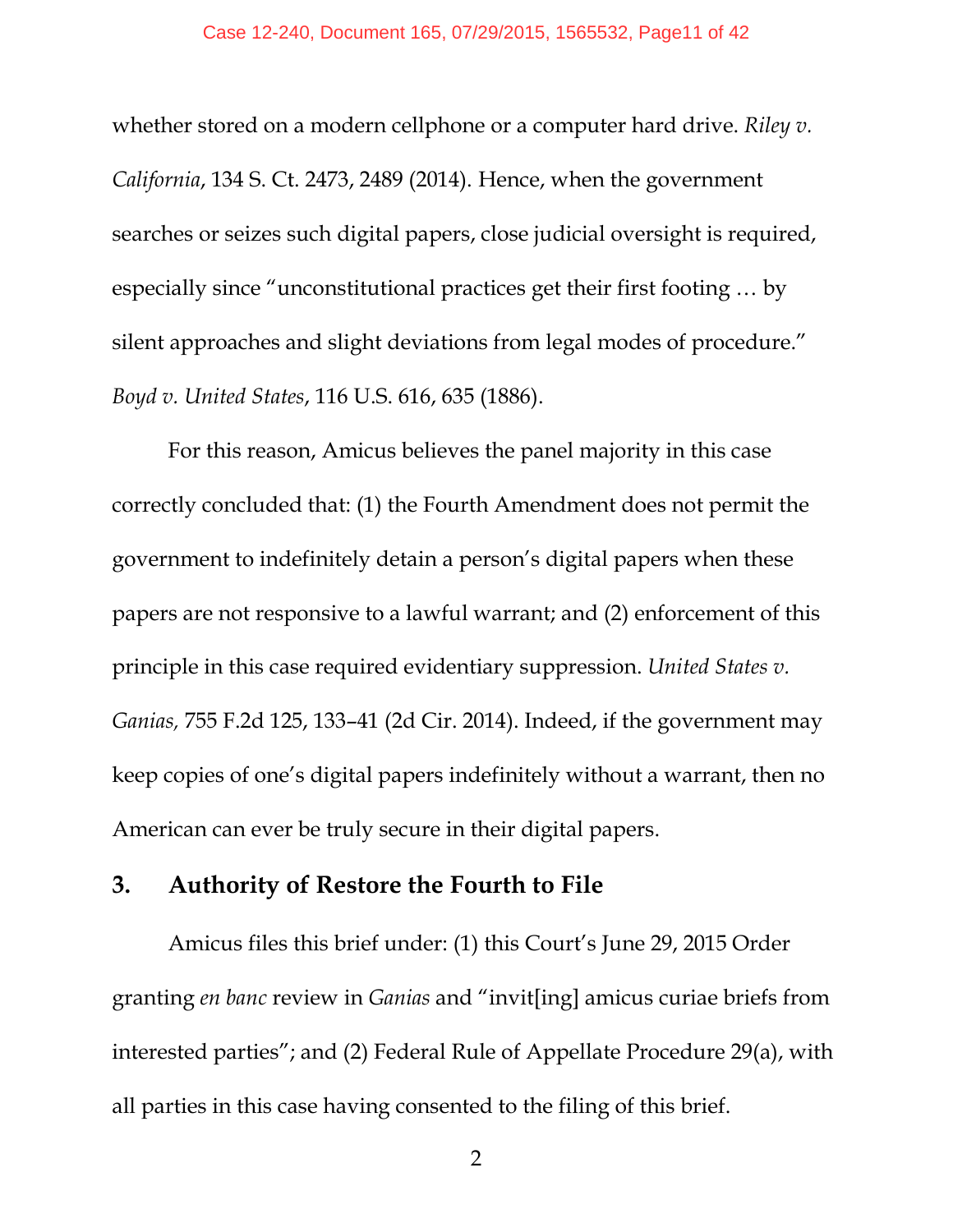whether stored on a modern cellphone or a computer hard drive. *Riley v. California*, 134 S. Ct. 2473, 2489 (2014). Hence, when the government searches or seizes such digital papers, close judicial oversight is required, especially since "unconstitutional practices get their first footing … by silent approaches and slight deviations from legal modes of procedure." *Boyd v. United States*, 116 U.S. 616, 635 (1886).

For this reason, Amicus believes the panel majority in this case correctly concluded that: (1) the Fourth Amendment does not permit the government to indefinitely detain a person's digital papers when these papers are not responsive to a lawful warrant; and (2) enforcement of this principle in this case required evidentiary suppression. *United States v. Ganias,* 755 F.2d 125, 133–41 (2d Cir. 2014). Indeed, if the government may keep copies of one's digital papers indefinitely without a warrant, then no American can ever be truly secure in their digital papers.

### 3. Authority of Restore the Fourth to File

Amicus files this brief under: (1) this Court's June 29, 2015 Order granting *en banc* review in *Ganias* and "invit[ing] amicus curiae briefs from interested parties"; and (2) Federal Rule of Appellate Procedure 29(a), with all parties in this case having consented to the filing of this brief.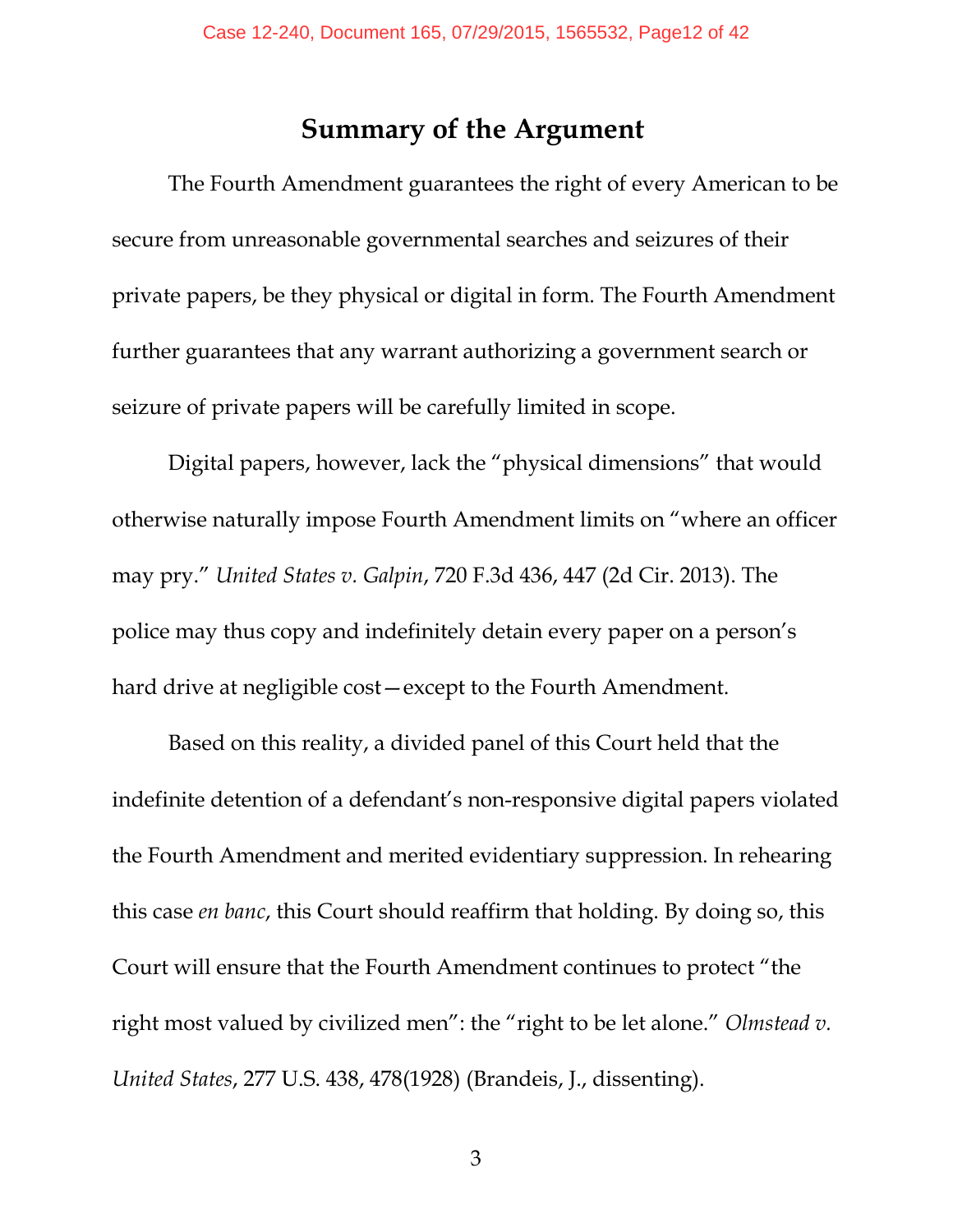# Summary of the Argument

The Fourth Amendment guarantees the right of every American to be secure from unreasonable governmental searches and seizures of their private papers, be they physical or digital in form. The Fourth Amendment further guarantees that any warrant authorizing a government search or seizure of private papers will be carefully limited in scope.

Digital papers, however, lack the "physical dimensions" that would otherwise naturally impose Fourth Amendment limits on "where an officer may pry." *United States v. Galpin*, 720 F.3d 436, 447 (2d Cir. 2013). The police may thus copy and indefinitely detain every paper on a person's hard drive at negligible cost—except to the Fourth Amendment.

Based on this reality, a divided panel of this Court held that the indefinite detention of a defendant's non-responsive digital papers violated the Fourth Amendment and merited evidentiary suppression. In rehearing this case *en banc*, this Court should reaffirm that holding. By doing so, this Court will ensure that the Fourth Amendment continues to protect "the right most valued by civilized men": the "right to be let alone." *Olmstead v. United States*, 277 U.S. 438, 478(1928) (Brandeis, J., dissenting).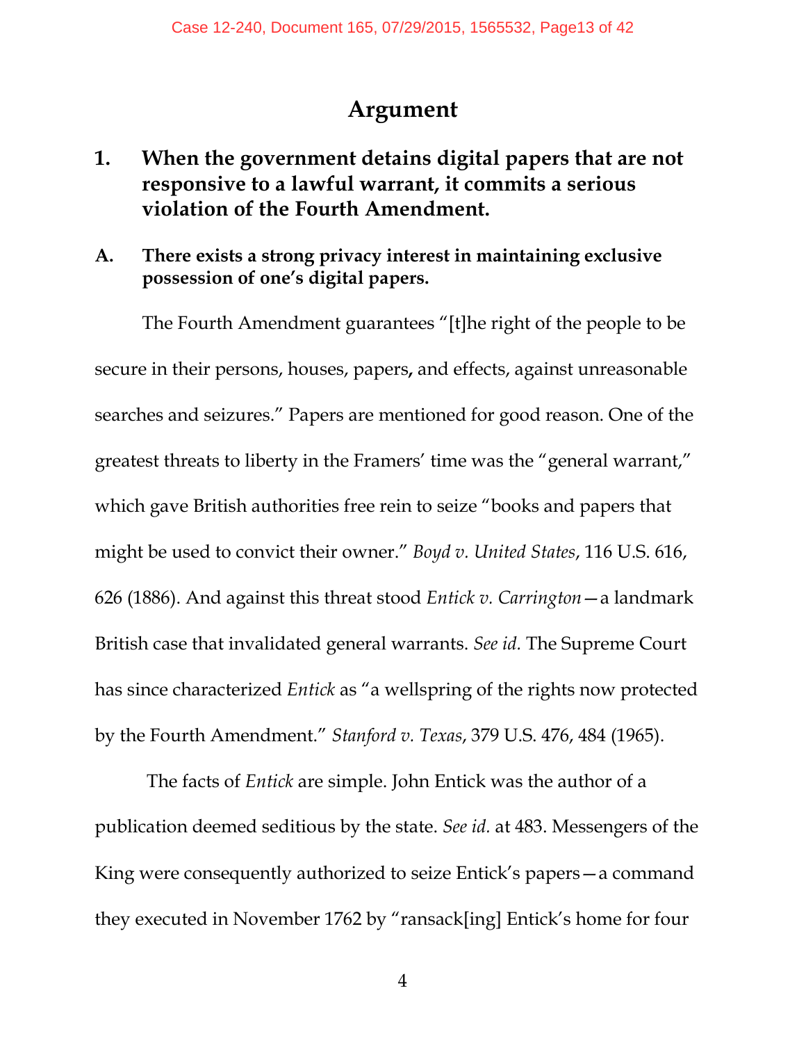# Argument

## 1. When the government detains digital papers that are not responsive to a lawful warrant, it commits a serious violation of the Fourth Amendment.

### A. There exists a strong privacy interest in maintaining exclusive possession of one's digital papers.

The Fourth Amendment guarantees "[t]he right of the people to be secure in their persons, houses, papers, and effects, against unreasonable searches and seizures." Papers are mentioned for good reason. One of the greatest threats to liberty in the Framers' time was the "general warrant," which gave British authorities free rein to seize "books and papers that might be used to convict their owner." *Boyd v. United States*, 116 U.S. 616, 626 (1886). And against this threat stood *Entick v. Carrington*—a landmark British case that invalidated general warrants. *See id.* The Supreme Court has since characterized *Entick* as "a wellspring of the rights now protected by the Fourth Amendment." *Stanford v. Texas*, 379 U.S. 476, 484 (1965).

The facts of *Entick* are simple. John Entick was the author of a publication deemed seditious by the state. *See id.* at 483. Messengers of the King were consequently authorized to seize Entick's papers—a command they executed in November 1762 by "ransack[ing] Entick's home for four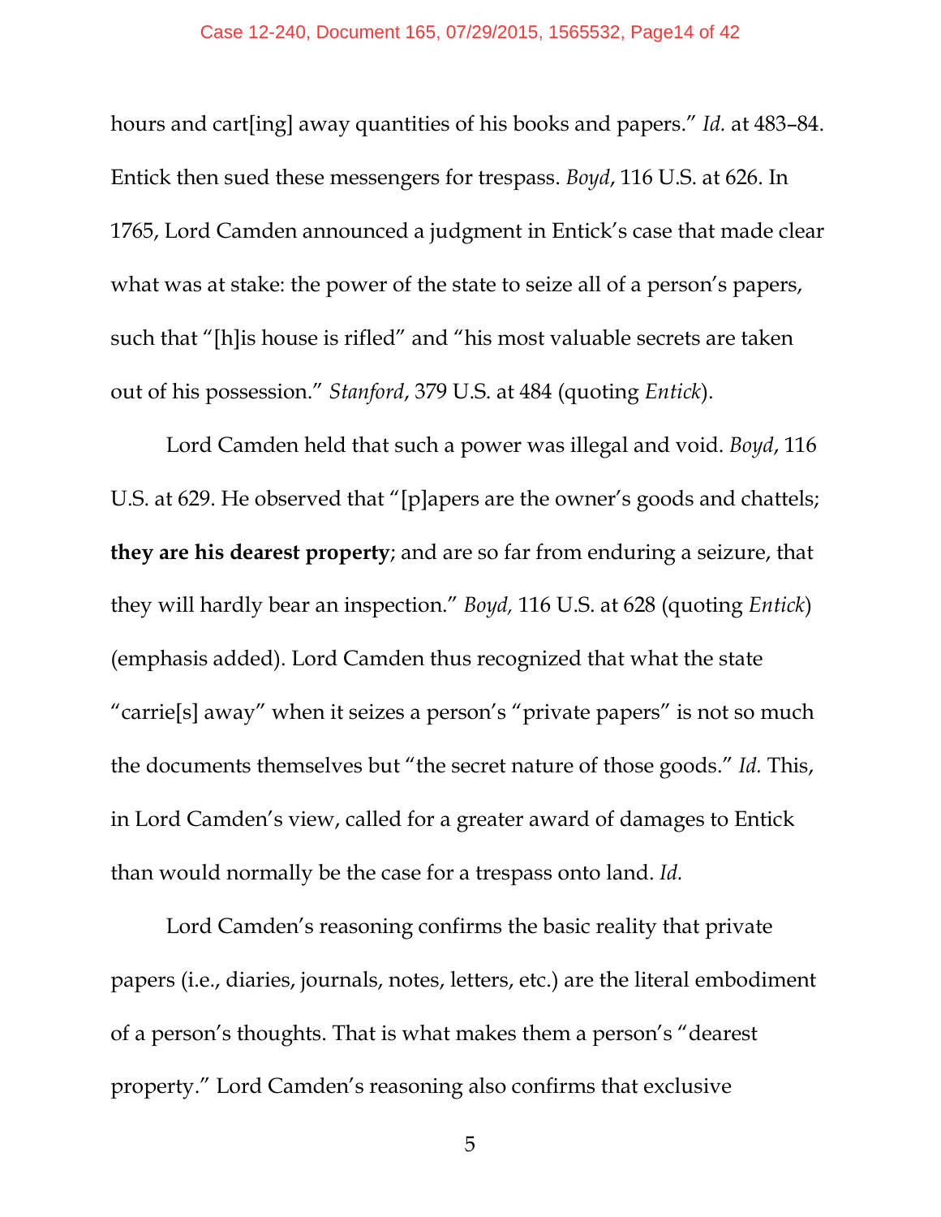hours and cart[ing] away quantities of his books and papers." *Id.* at 483–84. Entick then sued these messengers for trespass. *Boyd*, 116 U.S. at 626. In 1765, Lord Camden announced a judgment in Entick's case that made clear what was at stake: the power of the state to seize all of a person's papers, such that "[h]is house is rifled" and "his most valuable secrets are taken out of his possession." *Stanford*, 379 U.S. at 484 (quoting *Entick*).

Lord Camden held that such a power was illegal and void. *Boyd*, 116 U.S. at 629. He observed that "[p]apers are the owner's goods and chattels; **they are his dearest property**; and are so far from enduring a seizure, that they will hardly bear an inspection." *Boyd,* 116 U.S. at 628 (quoting *Entick*) (emphasis added). Lord Camden thus recognized that what the state "carrie[s] away" when it seizes a person's "private papers" is not so much the documents themselves but "the secret nature of those goods." *Id.* This, in Lord Camden's view, called for a greater award of damages to Entick than would normally be the case for a trespass onto land. *Id.*

Lord Camden's reasoning confirms the basic reality that private papers (i.e., diaries, journals, notes, letters, etc.) are the literal embodiment of a person's thoughts. That is what makes them a person's "dearest property." Lord Camden's reasoning also confirms that exclusive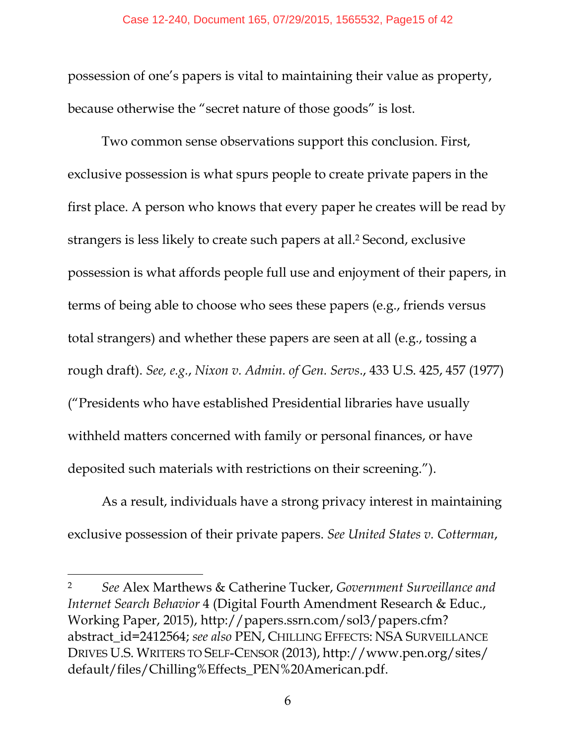possession of one's papers is vital to maintaining their value as property, because otherwise the "secret nature of those goods" is lost.

Two common sense observations support this conclusion. First, exclusive possession is what spurs people to create private papers in the first place. A person who knows that every paper he creates will be read by strangers is less likely to create such papers at all.[2] Second, exclusive possession is what affords people full use and enjoyment of their papers, in terms of being able to choose who sees these papers (e.g., friends versus total strangers) and whether these papers are seen at all (e.g., tossing a rough draft). *See, e.g.*, *Nixon v. Admin. of Gen. Servs*., 433 U.S. 425, 457 (1977) ("Presidents who have established Presidential libraries have usually withheld matters concerned with family or personal finances, or have deposited such materials with restrictions on their screening.").

As a result, individuals have a strong privacy interest in maintaining exclusive possession of their private papers. *See United States v. Cotterman*,

---

[2] *See* Alex Marthews & Catherine Tucker, *Government Surveillance and Internet Search Behavior* 4 (Digital Fourth Amendment Research & Educ., Working Paper, 2015), http://papers.ssrn.com/sol3/papers.cfm?abstract_id=2412564; *see also* PEN, CHILLING EFFECTS: NSA SURVEILLANCE DRIVES U.S. WRITERS TO SELF-CENSOR (2013), http://www.pen.org/sites/default/files/Chilling%Effects_PEN%20American.pdf.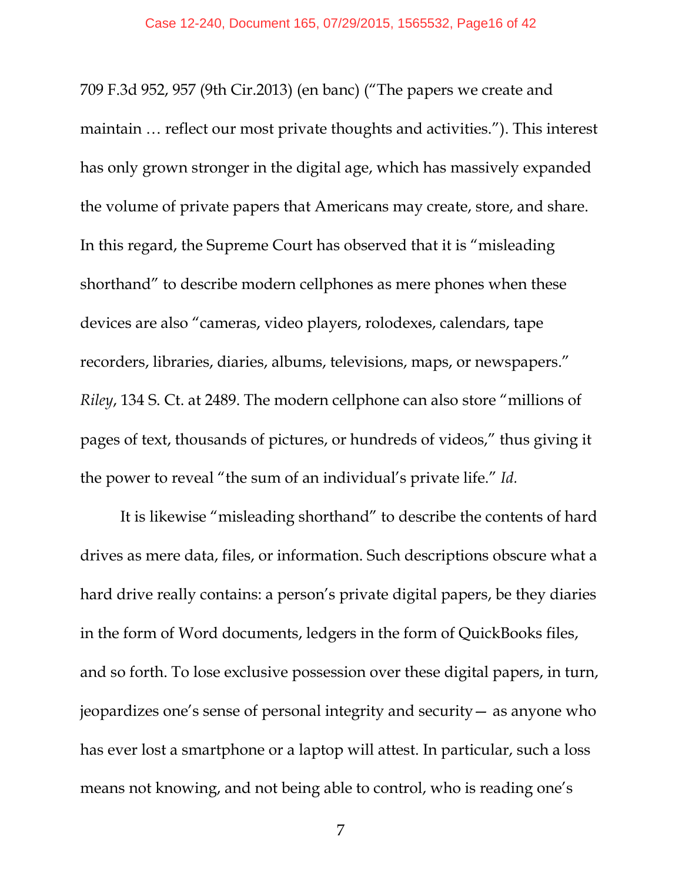709 F.3d 952, 957 (9th Cir.2013) (en banc) ("The papers we create and maintain … reflect our most private thoughts and activities."). This interest has only grown stronger in the digital age, which has massively expanded the volume of private papers that Americans may create, store, and share. In this regard, the Supreme Court has observed that it is "misleading shorthand" to describe modern cellphones as mere phones when these devices are also "cameras, video players, rolodexes, calendars, tape recorders, libraries, diaries, albums, televisions, maps, or newspapers." *Riley*, 134 S. Ct. at 2489. The modern cellphone can also store "millions of pages of text, thousands of pictures, or hundreds of videos," thus giving it the power to reveal "the sum of an individual's private life." *Id.*

It is likewise "misleading shorthand" to describe the contents of hard drives as mere data, files, or information. Such descriptions obscure what a hard drive really contains: a person's private digital papers, be they diaries in the form of Word documents, ledgers in the form of QuickBooks files, and so forth. To lose exclusive possession over these digital papers, in turn, jeopardizes one's sense of personal integrity and security— as anyone who has ever lost a smartphone or a laptop will attest. In particular, such a loss means not knowing, and not being able to control, who is reading one's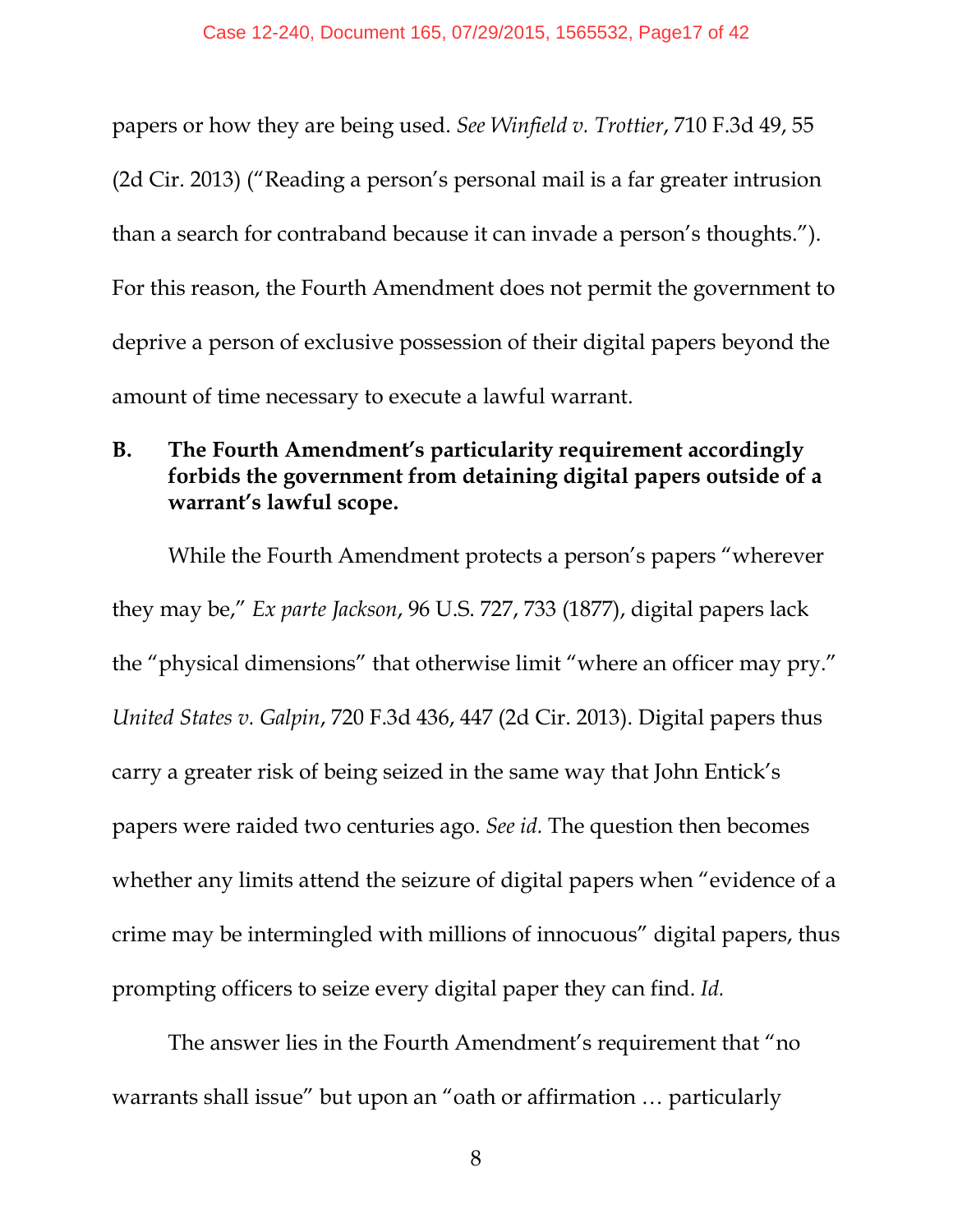papers or how they are being used. *See Winfield v. Trottier*, 710 F.3d 49, 55 (2d Cir. 2013) ("Reading a person's personal mail is a far greater intrusion than a search for contraband because it can invade a person's thoughts."). For this reason, the Fourth Amendment does not permit the government to deprive a person of exclusive possession of their digital papers beyond the amount of time necessary to execute a lawful warrant.

### B. The Fourth Amendment's particularity requirement accordingly forbids the government from detaining digital papers outside of a warrant's lawful scope.

While the Fourth Amendment protects a person's papers "wherever they may be," *Ex parte Jackson*, 96 U.S. 727, 733 (1877), digital papers lack the "physical dimensions" that otherwise limit "where an officer may pry." *United States v. Galpin*, 720 F.3d 436, 447 (2d Cir. 2013). Digital papers thus carry a greater risk of being seized in the same way that John Entick's papers were raided two centuries ago. *See id.* The question then becomes whether any limits attend the seizure of digital papers when "evidence of a crime may be intermingled with millions of innocuous" digital papers, thus prompting officers to seize every digital paper they can find. *Id.*

The answer lies in the Fourth Amendment's requirement that "no warrants shall issue" but upon an "oath or affirmation … particularly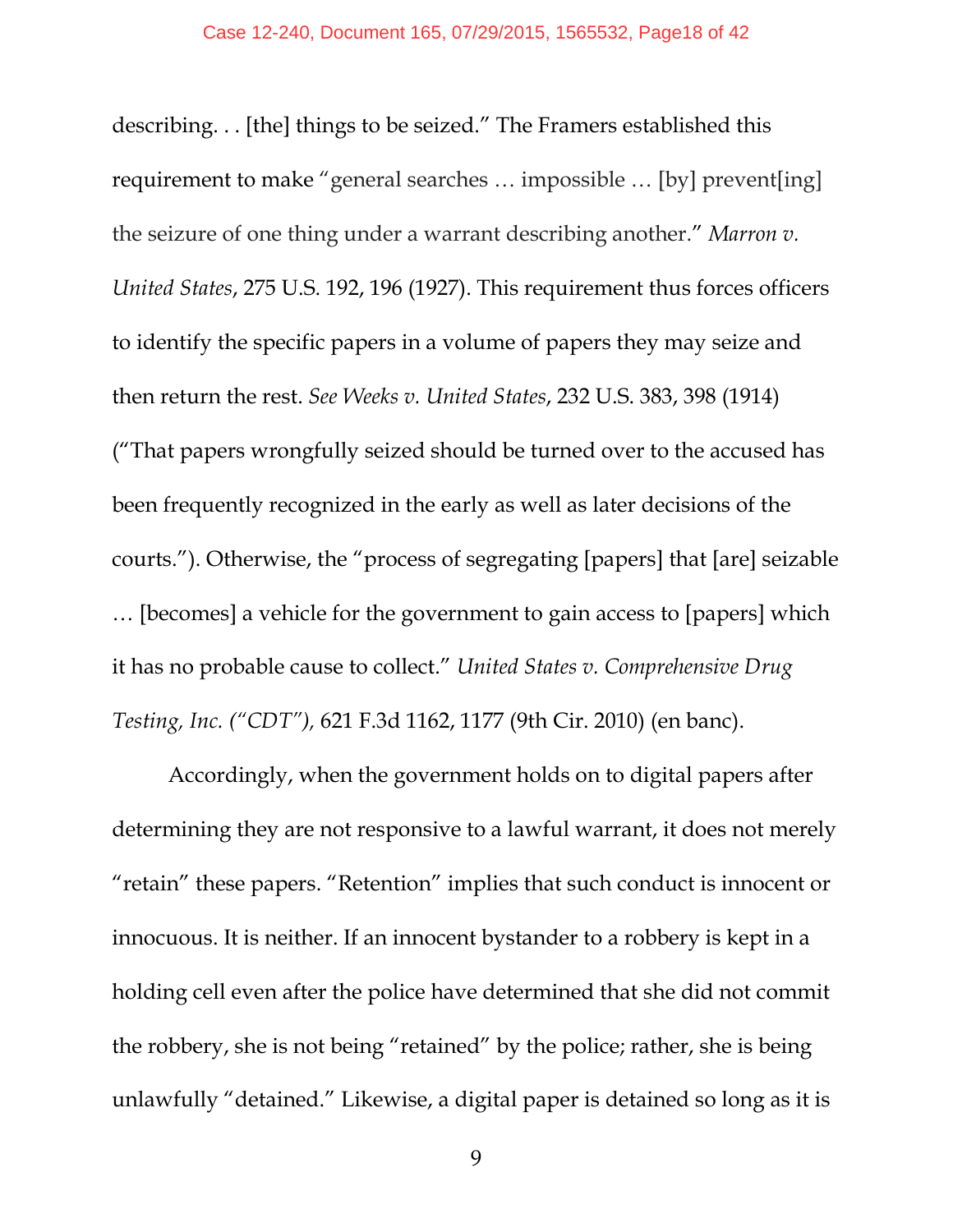describing. . . [the] things to be seized." The Framers established this requirement to make "general searches … impossible … [by] prevent[ing] the seizure of one thing under a warrant describing another." *Marron v. United States*, 275 U.S. 192, 196 (1927). This requirement thus forces officers to identify the specific papers in a volume of papers they may seize and then return the rest. *See Weeks v. United States*, 232 U.S. 383, 398 (1914) ("That papers wrongfully seized should be turned over to the accused has been frequently recognized in the early as well as later decisions of the courts."). Otherwise, the "process of segregating [papers] that [are] seizable … [becomes] a vehicle for the government to gain access to [papers] which it has no probable cause to collect." *United States v. Comprehensive Drug Testing, Inc. ("CDT")*, 621 F.3d 1162, 1177 (9th Cir. 2010) (en banc).

Accordingly, when the government holds on to digital papers after determining they are not responsive to a lawful warrant, it does not merely "retain" these papers. "Retention" implies that such conduct is innocent or innocuous. It is neither. If an innocent bystander to a robbery is kept in a holding cell even after the police have determined that she did not commit the robbery, she is not being "retained" by the police; rather, she is being unlawfully "detained." Likewise, a digital paper is detained so long as it is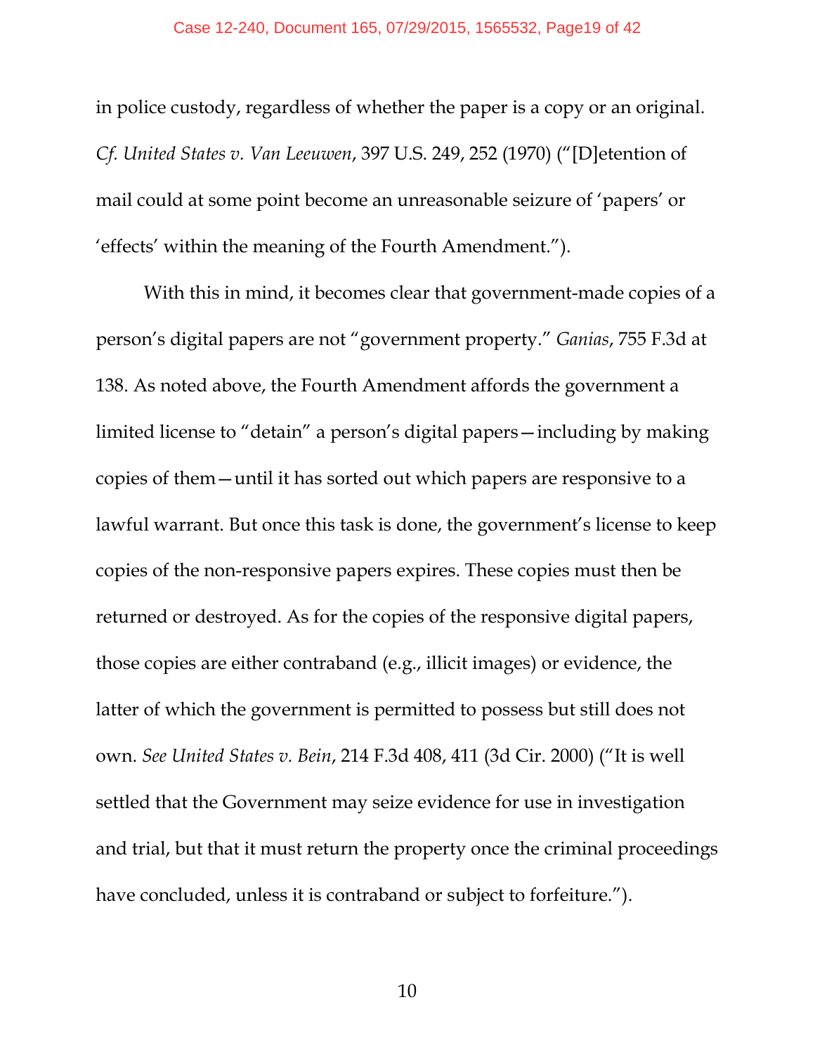in police custody, regardless of whether the paper is a copy or an original. *Cf. United States v. Van Leeuwen*, 397 U.S. 249, 252 (1970) ("[D]etention of mail could at some point become an unreasonable seizure of 'papers' or 'effects' within the meaning of the Fourth Amendment.").

With this in mind, it becomes clear that government-made copies of a person's digital papers are not "government property." *Ganias*, 755 F.3d at 138. As noted above, the Fourth Amendment affords the government a limited license to "detain" a person's digital papers—including by making copies of them—until it has sorted out which papers are responsive to a lawful warrant. But once this task is done, the government's license to keep copies of the non-responsive papers expires. These copies must then be returned or destroyed. As for the copies of the responsive digital papers, those copies are either contraband (e.g., illicit images) or evidence, the latter of which the government is permitted to possess but still does not own. *See United States v. Bein*, 214 F.3d 408, 411 (3d Cir. 2000) ("It is well settled that the Government may seize evidence for use in investigation and trial, but that it must return the property once the criminal proceedings have concluded, unless it is contraband or subject to forfeiture.").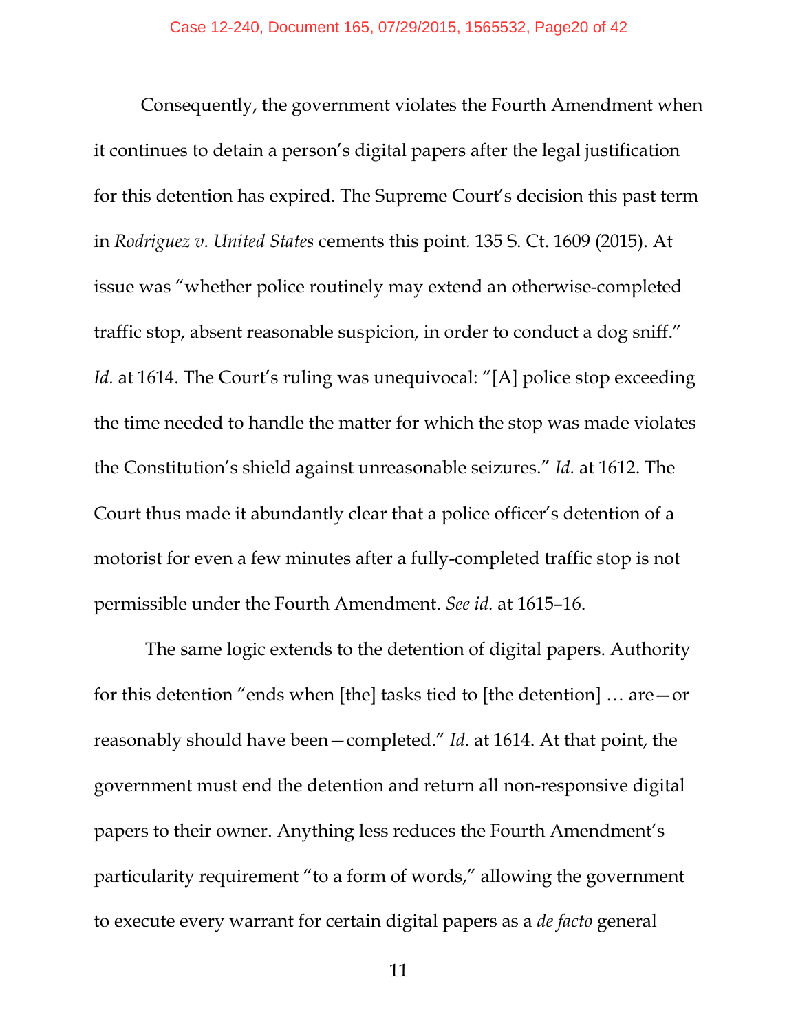Consequently, the government violates the Fourth Amendment when it continues to detain a person's digital papers after the legal justification for this detention has expired. The Supreme Court's decision this past term in *Rodriguez v. United States* cements this point. 135 S. Ct. 1609 (2015). At issue was "whether police routinely may extend an otherwise-completed traffic stop, absent reasonable suspicion, in order to conduct a dog sniff." *Id.* at 1614. The Court's ruling was unequivocal: "[A] police stop exceeding the time needed to handle the matter for which the stop was made violates the Constitution's shield against unreasonable seizures." *Id.* at 1612. The Court thus made it abundantly clear that a police officer's detention of a motorist for even a few minutes after a fully-completed traffic stop is not permissible under the Fourth Amendment. *See id.* at 1615–16.

The same logic extends to the detention of digital papers. Authority for this detention "ends when [the] tasks tied to [the detention] … are—or reasonably should have been—completed." *Id.* at 1614. At that point, the government must end the detention and return all non-responsive digital papers to their owner. Anything less reduces the Fourth Amendment's particularity requirement "to a form of words," allowing the government to execute every warrant for certain digital papers as a *de facto* general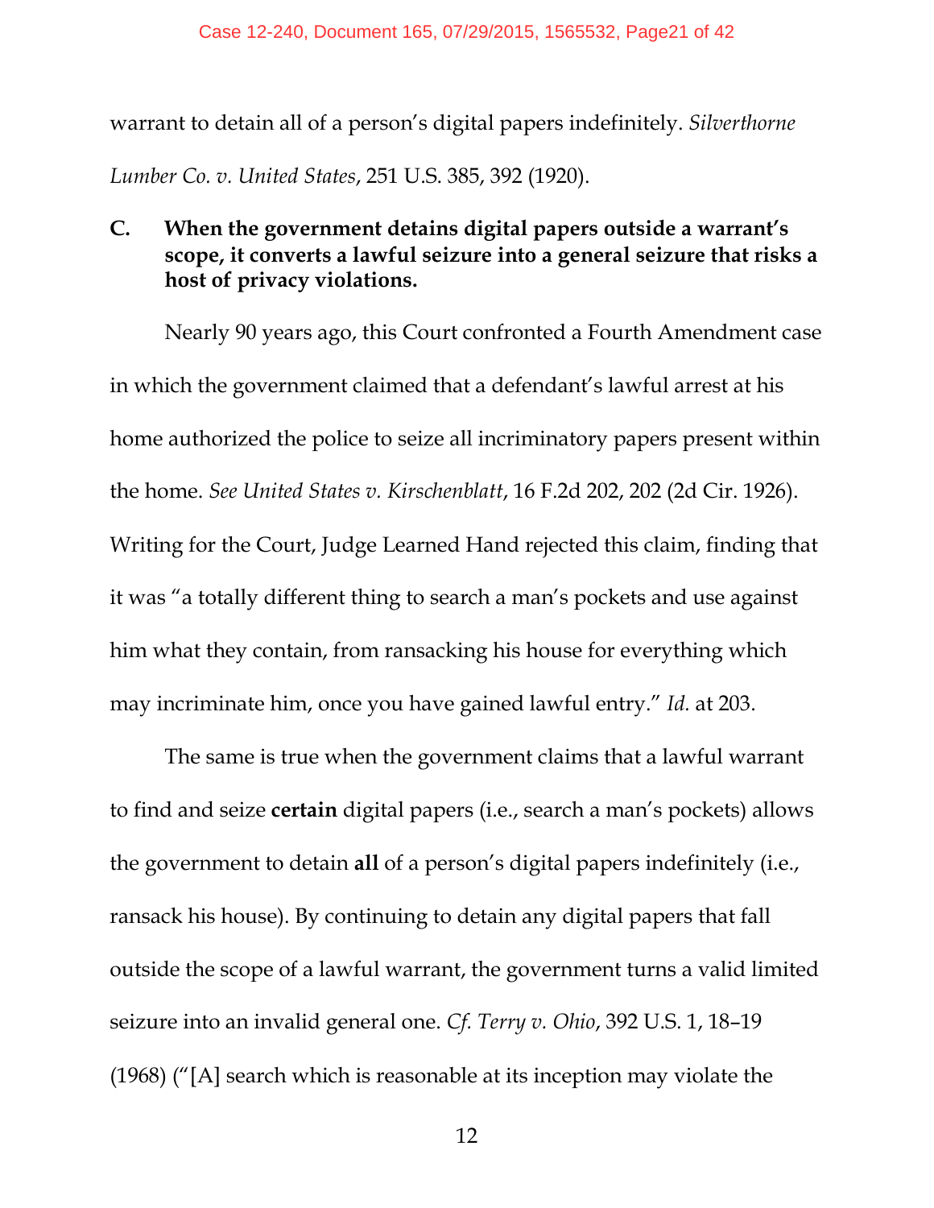warrant to detain all of a person's digital papers indefinitely. *Silverthorne Lumber Co. v. United States*, 251 U.S. 385, 392 (1920).

### C. When the government detains digital papers outside a warrant's scope, it converts a lawful seizure into a general seizure that risks a host of privacy violations.

Nearly 90 years ago, this Court confronted a Fourth Amendment case in which the government claimed that a defendant's lawful arrest at his home authorized the police to seize all incriminatory papers present within the home. *See United States v. Kirschenblatt*, 16 F.2d 202, 202 (2d Cir. 1926). Writing for the Court, Judge Learned Hand rejected this claim, finding that it was "a totally different thing to search a man's pockets and use against him what they contain, from ransacking his house for everything which may incriminate him, once you have gained lawful entry." *Id.* at 203.

The same is true when the government claims that a lawful warrant to find and seize **certain** digital papers (i.e., search a man's pockets) allows the government to detain **all** of a person's digital papers indefinitely (i.e., ransack his house). By continuing to detain any digital papers that fall outside the scope of a lawful warrant, the government turns a valid limited seizure into an invalid general one. *Cf. Terry v. Ohio*, 392 U.S. 1, 18–19 (1968) ("[A] search which is reasonable at its inception may violate the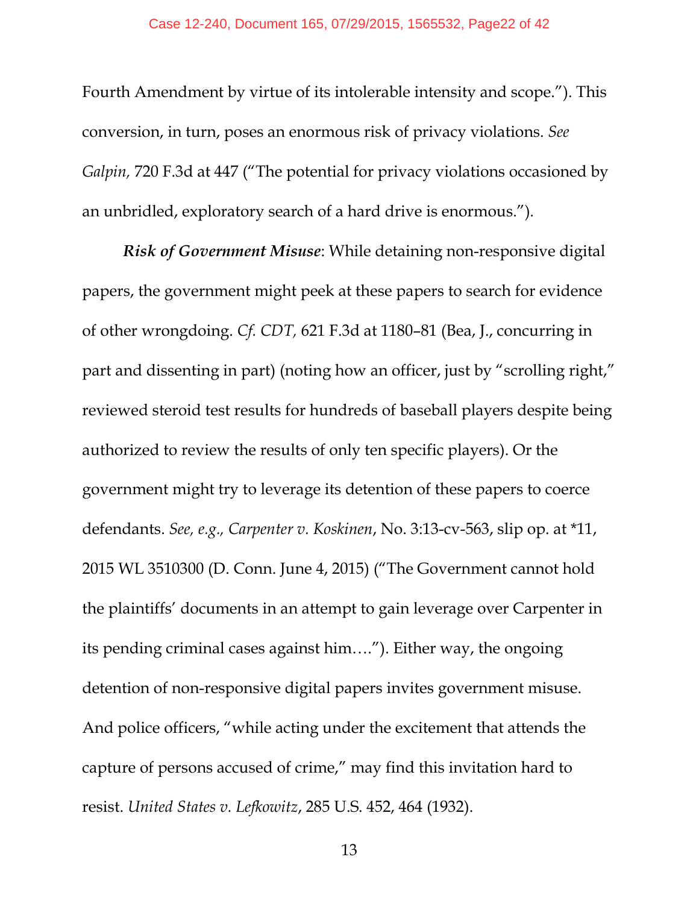Fourth Amendment by virtue of its intolerable intensity and scope."). This conversion, in turn, poses an enormous risk of privacy violations. *See Galpin,* 720 F.3d at 447 ("The potential for privacy violations occasioned by an unbridled, exploratory search of a hard drive is enormous.").

***Risk of Government Misuse***: While detaining non-responsive digital papers, the government might peek at these papers to search for evidence of other wrongdoing. *Cf. CDT,* 621 F.3d at 1180–81 (Bea, J., concurring in part and dissenting in part) (noting how an officer, just by "scrolling right," reviewed steroid test results for hundreds of baseball players despite being authorized to review the results of only ten specific players). Or the government might try to leverage its detention of these papers to coerce defendants. *See, e.g., Carpenter v. Koskinen*, No. 3:13-cv-563, slip op. at *11, 2015 WL 3510300 (D. Conn. June 4, 2015) ("The Government cannot hold the plaintiffs' documents in an attempt to gain leverage over Carpenter in its pending criminal cases against him…."). Either way, the ongoing detention of non-responsive digital papers invites government misuse. And police officers, "while acting under the excitement that attends the capture of persons accused of crime," may find this invitation hard to resist. *United States v. Lefkowitz*, 285 U.S. 452, 464 (1932).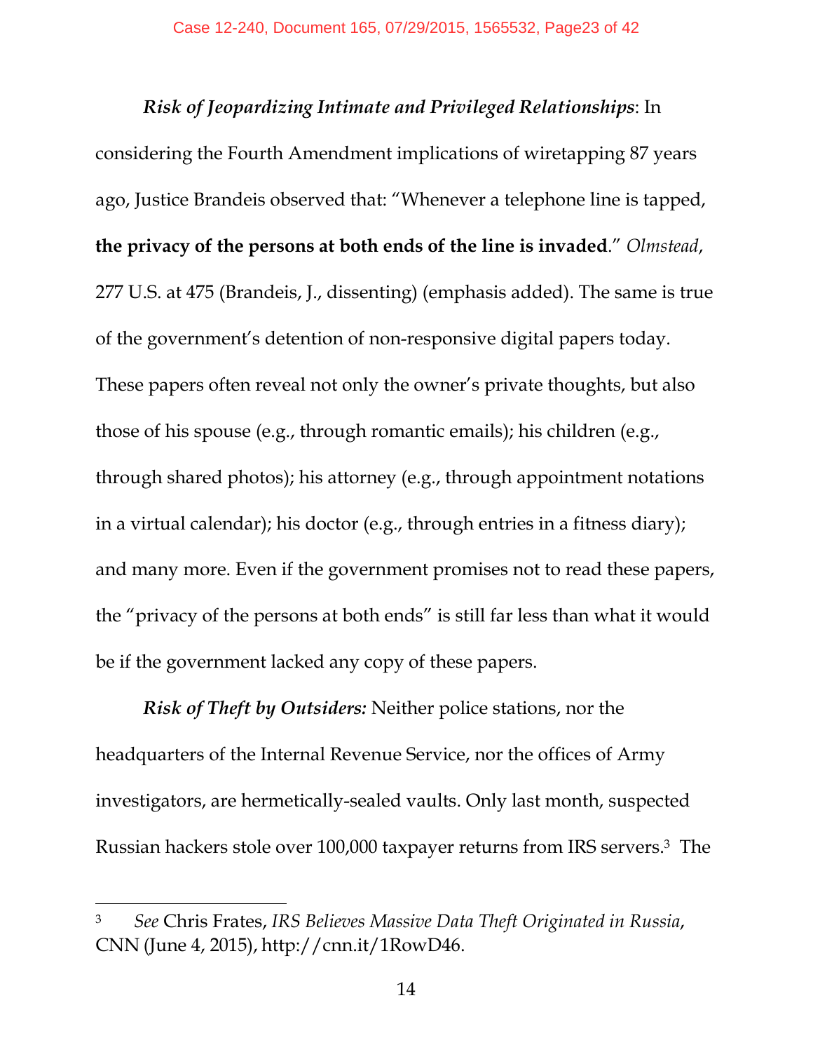***Risk of Jeopardizing Intimate and Privileged Relationships***: In considering the Fourth Amendment implications of wiretapping 87 years ago, Justice Brandeis observed that: "Whenever a telephone line is tapped, **the privacy of the persons at both ends of the line is invaded**." *Olmstead*, 277 U.S. at 475 (Brandeis, J., dissenting) (emphasis added). The same is true of the government's detention of non-responsive digital papers today. These papers often reveal not only the owner's private thoughts, but also those of his spouse (e.g., through romantic emails); his children (e.g., through shared photos); his attorney (e.g., through appointment notations in a virtual calendar); his doctor (e.g., through entries in a fitness diary); and many more. Even if the government promises not to read these papers, the "privacy of the persons at both ends" is still far less than what it would be if the government lacked any copy of these papers.

***Risk of Theft by Outsiders:*** Neither police stations, nor the headquarters of the Internal Revenue Service, nor the offices of Army investigators, are hermetically-sealed vaults. Only last month, suspected Russian hackers stole over 100,000 taxpayer returns from IRS servers.[3] The

---

[3] *See* Chris Frates, *IRS Believes Massive Data Theft Originated in Russia*, CNN (June 4, 2015), http://cnn.it/1RowD46.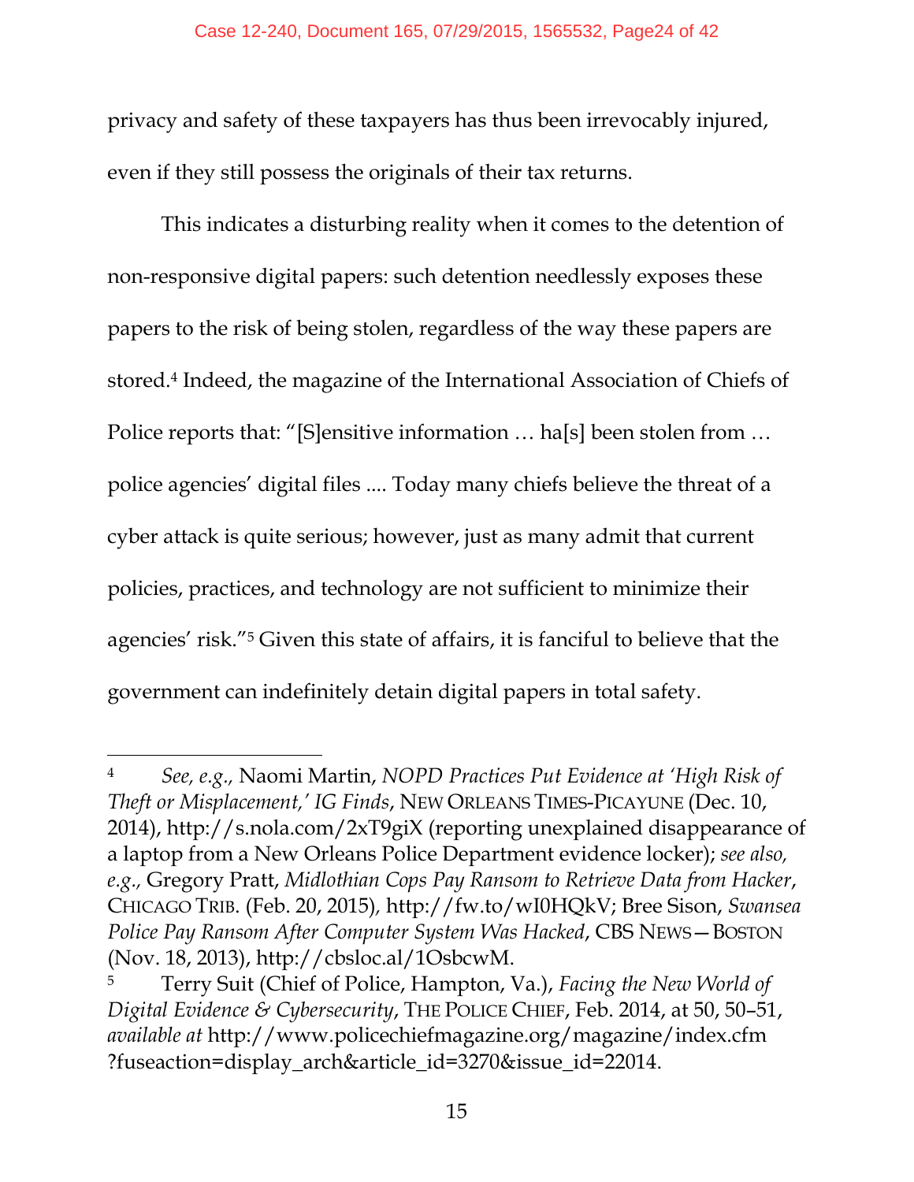privacy and safety of these taxpayers has thus been irrevocably injured, even if they still possess the originals of their tax returns.

This indicates a disturbing reality when it comes to the detention of non-responsive digital papers: such detention needlessly exposes these papers to the risk of being stolen, regardless of the way these papers are stored.[4] Indeed, the magazine of the International Association of Chiefs of Police reports that: "[S]ensitive information … ha[s] been stolen from … police agencies' digital files .... Today many chiefs believe the threat of a cyber attack is quite serious; however, just as many admit that current policies, practices, and technology are not sufficient to minimize their agencies' risk."[5] Given this state of affairs, it is fanciful to believe that the government can indefinitely detain digital papers in total safety.

---

[4] *See, e.g.,* Naomi Martin, *NOPD Practices Put Evidence at 'High Risk of Theft or Misplacement,' IG Finds*, NEW ORLEANS TIMES-PICAYUNE (Dec. 10, 2014), http://s.nola.com/2xT9giX (reporting unexplained disappearance of a laptop from a New Orleans Police Department evidence locker); *see also, e.g.,* Gregory Pratt, *Midlothian Cops Pay Ransom to Retrieve Data from Hacker*, CHICAGO TRIB. (Feb. 20, 2015), http://fw.to/wI0HQkV; Bree Sison, *Swansea Police Pay Ransom After Computer System Was Hacked*, CBS NEWS—BOSTON (Nov. 18, 2013), http://cbsloc.al/1OsbcwM.

[5] Terry Suit (Chief of Police, Hampton, Va.), *Facing the New World of Digital Evidence & Cybersecurity*, THE POLICE CHIEF, Feb. 2014, at 50, 50–51, *available at* http://www.policechiefmagazine.org/magazine/index.cfm ?fuseaction=display_arch&article_id=3270&issue_id=22014.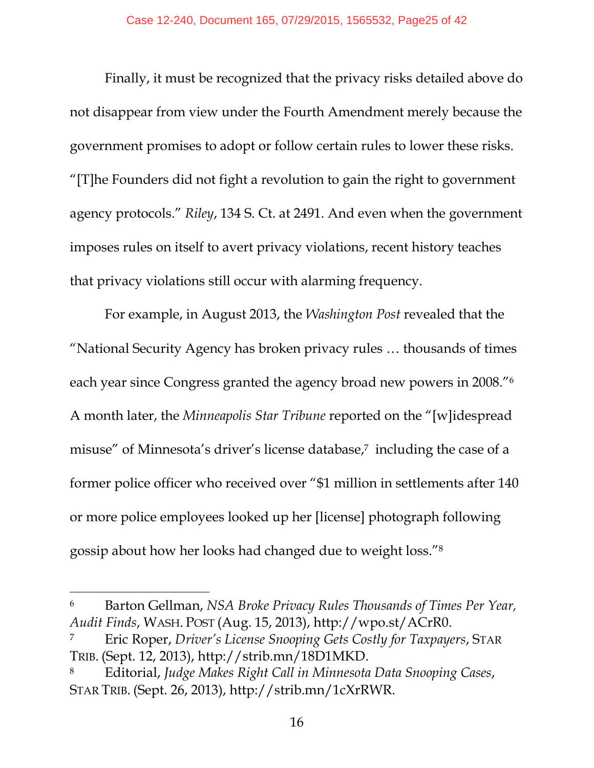Finally, it must be recognized that the privacy risks detailed above do not disappear from view under the Fourth Amendment merely because the government promises to adopt or follow certain rules to lower these risks. "[T]he Founders did not fight a revolution to gain the right to government agency protocols." *Riley*, 134 S. Ct. at 2491. And even when the government imposes rules on itself to avert privacy violations, recent history teaches that privacy violations still occur with alarming frequency.

For example, in August 2013, the *Washington Post* revealed that the "National Security Agency has broken privacy rules … thousands of times each year since Congress granted the agency broad new powers in 2008."[6] A month later, the *Minneapolis Star Tribune* reported on the "[w]idespread misuse" of Minnesota's driver's license database,[7] including the case of a former police officer who received over "$1 million in settlements after 140 or more police employees looked up her [license] photograph following gossip about how her looks had changed due to weight loss."[8]

---

[6] Barton Gellman, *NSA Broke Privacy Rules Thousands of Times Per Year, Audit Finds*, WASH. POST (Aug. 15, 2013), http://wpo.st/ACrR0.

[7] Eric Roper, *Driver's License Snooping Gets Costly for Taxpayers*, STAR TRIB. (Sept. 12, 2013), http://strib.mn/18D1MKD.

[8] Editorial, *Judge Makes Right Call in Minnesota Data Snooping Cases*, STAR TRIB. (Sept. 26, 2013), http://strib.mn/1cXrRWR.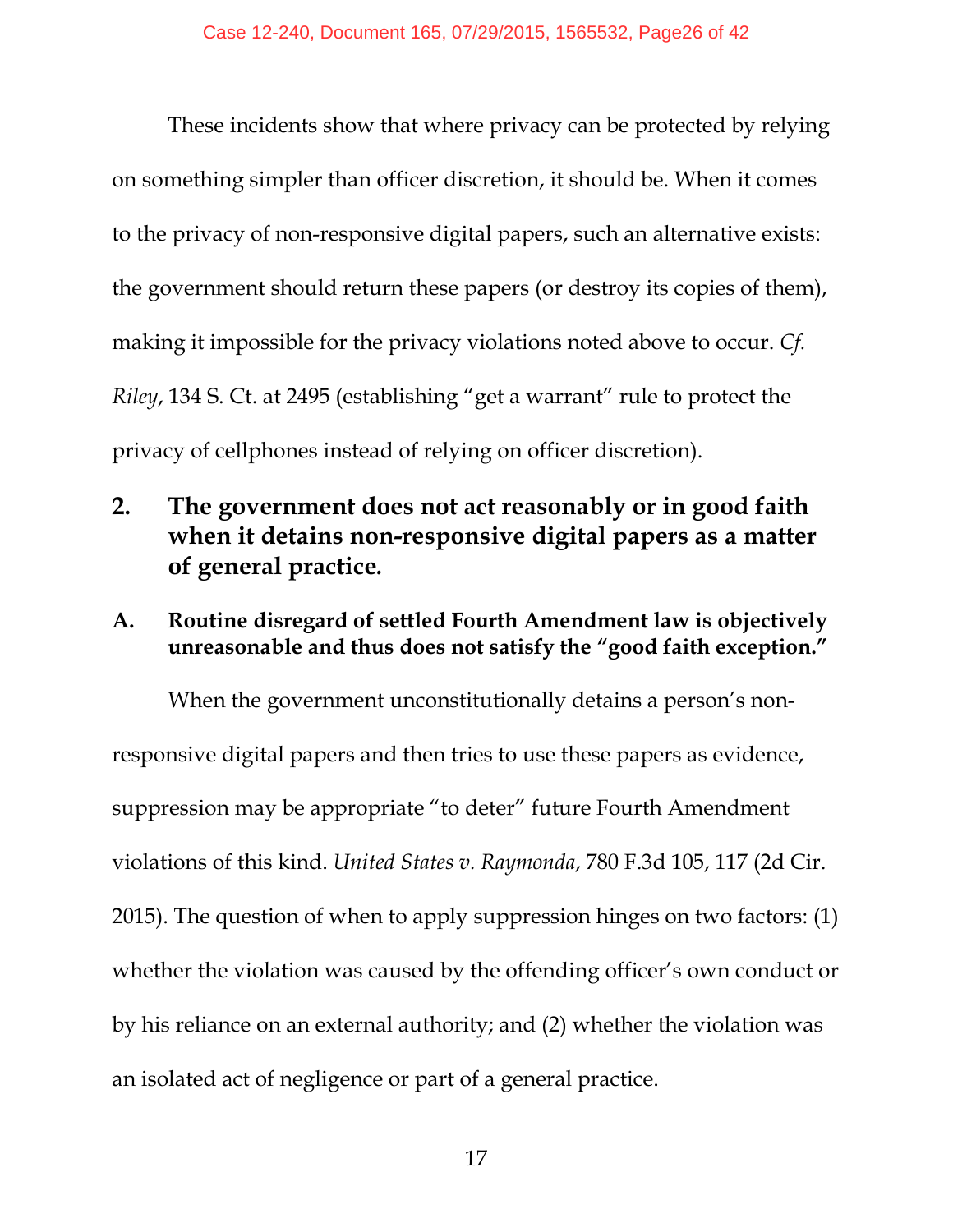These incidents show that where privacy can be protected by relying on something simpler than officer discretion, it should be. When it comes to the privacy of non-responsive digital papers, such an alternative exists: the government should return these papers (or destroy its copies of them), making it impossible for the privacy violations noted above to occur. *Cf. Riley*, 134 S. Ct. at 2495 (establishing "get a warrant" rule to protect the privacy of cellphones instead of relying on officer discretion).

## 2. The government does not act reasonably or in good faith when it detains non-responsive digital papers as a matter of general practice.

### A. Routine disregard of settled Fourth Amendment law is objectively unreasonable and thus does not satisfy the "good faith exception."

When the government unconstitutionally detains a person's non-responsive digital papers and then tries to use these papers as evidence, suppression may be appropriate "to deter" future Fourth Amendment violations of this kind. *United States v. Raymonda*, 780 F.3d 105, 117 (2d Cir. 2015). The question of when to apply suppression hinges on two factors: (1) whether the violation was caused by the offending officer's own conduct or by his reliance on an external authority; and (2) whether the violation was an isolated act of negligence or part of a general practice.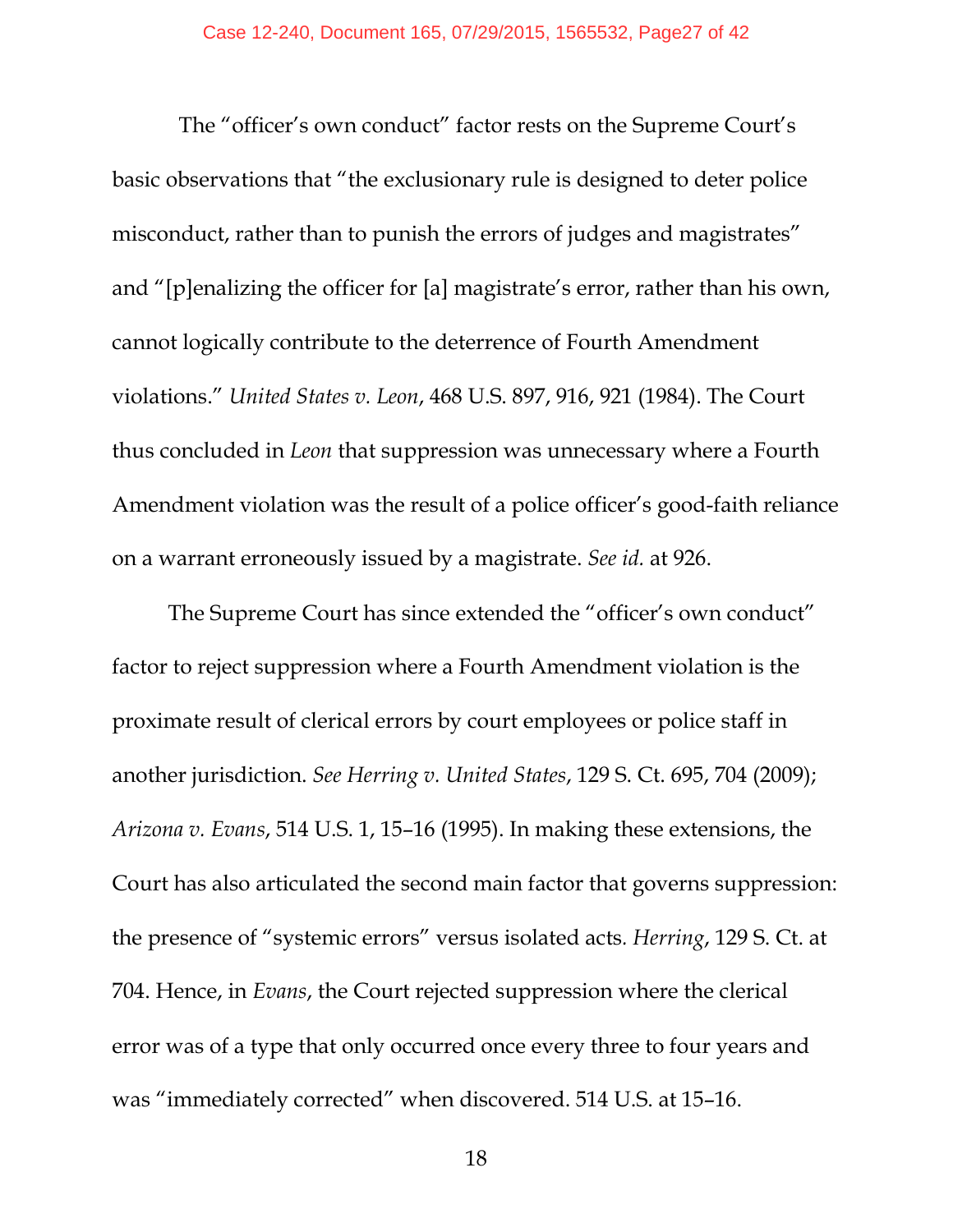The "officer's own conduct" factor rests on the Supreme Court's basic observations that "the exclusionary rule is designed to deter police misconduct, rather than to punish the errors of judges and magistrates" and "[p]enalizing the officer for [a] magistrate's error, rather than his own, cannot logically contribute to the deterrence of Fourth Amendment violations." *United States v. Leon*, 468 U.S. 897, 916, 921 (1984). The Court thus concluded in *Leon* that suppression was unnecessary where a Fourth Amendment violation was the result of a police officer's good-faith reliance on a warrant erroneously issued by a magistrate. *See id.* at 926.

The Supreme Court has since extended the "officer's own conduct" factor to reject suppression where a Fourth Amendment violation is the proximate result of clerical errors by court employees or police staff in another jurisdiction. *See Herring v. United States*, 129 S. Ct. 695, 704 (2009); *Arizona v. Evans*, 514 U.S. 1, 15–16 (1995). In making these extensions, the Court has also articulated the second main factor that governs suppression: the presence of "systemic errors" versus isolated acts. *Herring*, 129 S. Ct. at 704. Hence, in *Evans*, the Court rejected suppression where the clerical error was of a type that only occurred once every three to four years and was "immediately corrected" when discovered. 514 U.S. at 15–16.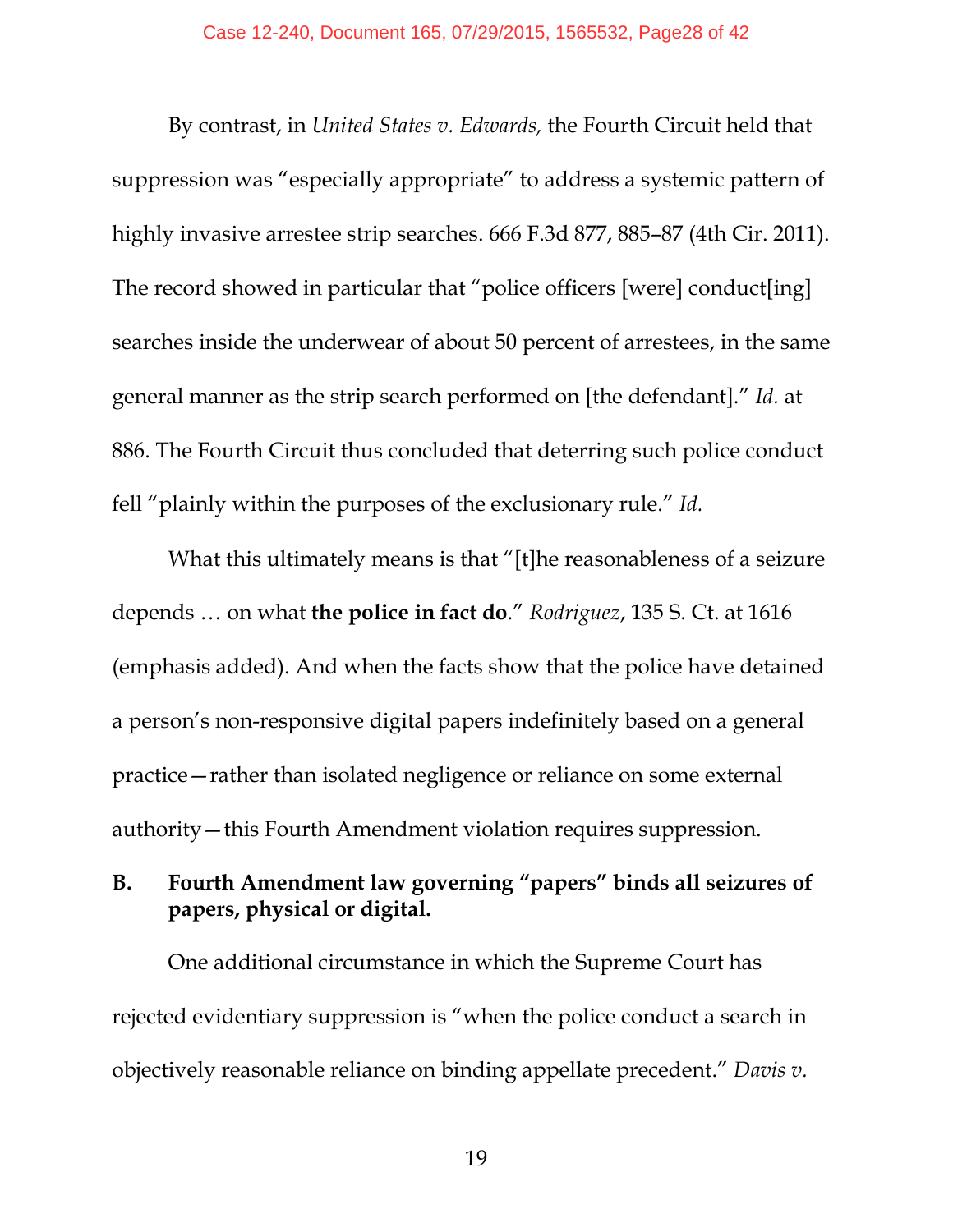By contrast, in *United States v. Edwards,* the Fourth Circuit held that suppression was "especially appropriate" to address a systemic pattern of highly invasive arrestee strip searches. 666 F.3d 877, 885–87 (4th Cir. 2011). The record showed in particular that "police officers [were] conduct[ing] searches inside the underwear of about 50 percent of arrestees, in the same general manner as the strip search performed on [the defendant]." *Id.* at 886. The Fourth Circuit thus concluded that deterring such police conduct fell "plainly within the purposes of the exclusionary rule." *Id.*

What this ultimately means is that "[t]he reasonableness of a seizure depends … on what **the police in fact do**." *Rodriguez*, 135 S. Ct. at 1616 (emphasis added). And when the facts show that the police have detained a person's non-responsive digital papers indefinitely based on a general practice—rather than isolated negligence or reliance on some external authority—this Fourth Amendment violation requires suppression.

### B. Fourth Amendment law governing "papers" binds all seizures of papers, physical or digital.

One additional circumstance in which the Supreme Court has rejected evidentiary suppression is "when the police conduct a search in objectively reasonable reliance on binding appellate precedent." *Davis v.*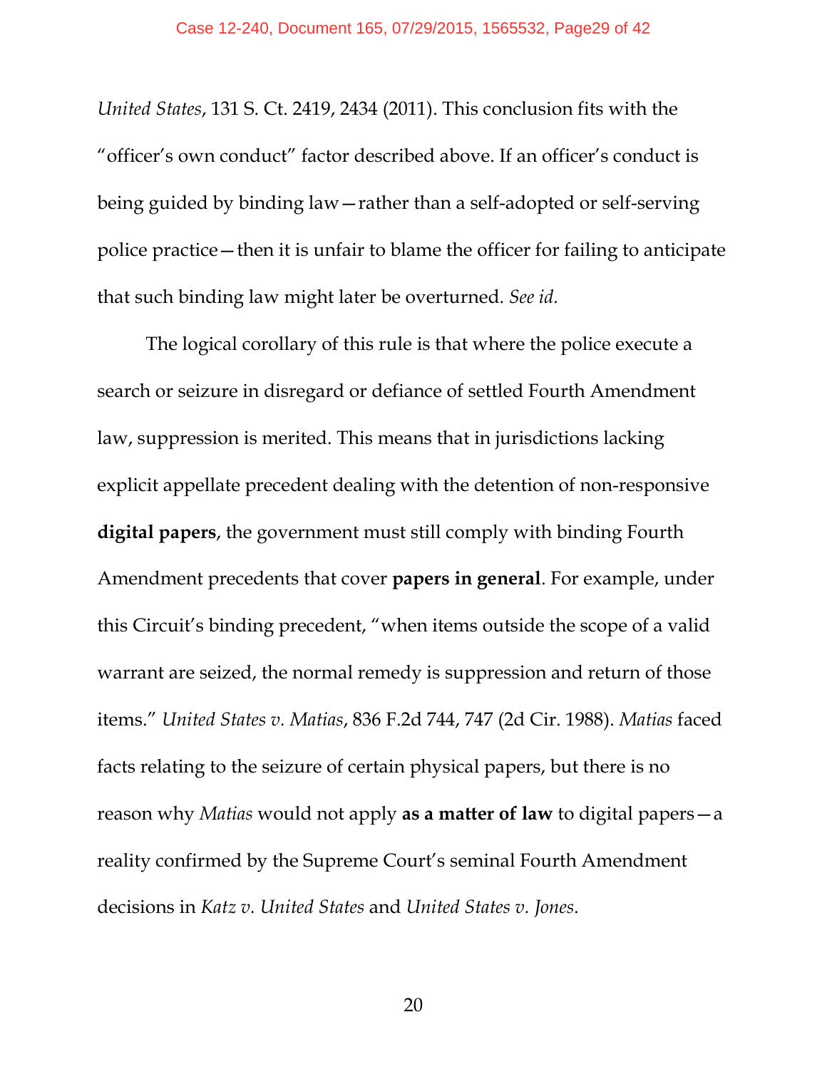*United States*, 131 S. Ct. 2419, 2434 (2011). This conclusion fits with the "officer's own conduct" factor described above. If an officer's conduct is being guided by binding law—rather than a self-adopted or self-serving police practice—then it is unfair to blame the officer for failing to anticipate that such binding law might later be overturned. *See id.*

The logical corollary of this rule is that where the police execute a search or seizure in disregard or defiance of settled Fourth Amendment law, suppression is merited. This means that in jurisdictions lacking explicit appellate precedent dealing with the detention of non-responsive **digital papers**, the government must still comply with binding Fourth Amendment precedents that cover **papers in general**. For example, under this Circuit's binding precedent, "when items outside the scope of a valid warrant are seized, the normal remedy is suppression and return of those items." *United States v. Matias*, 836 F.2d 744, 747 (2d Cir. 1988). *Matias* faced facts relating to the seizure of certain physical papers, but there is no reason why *Matias* would not apply **as a matter of law** to digital papers—a reality confirmed by the Supreme Court's seminal Fourth Amendment decisions in *Katz v. United States* and *United States v. Jones*.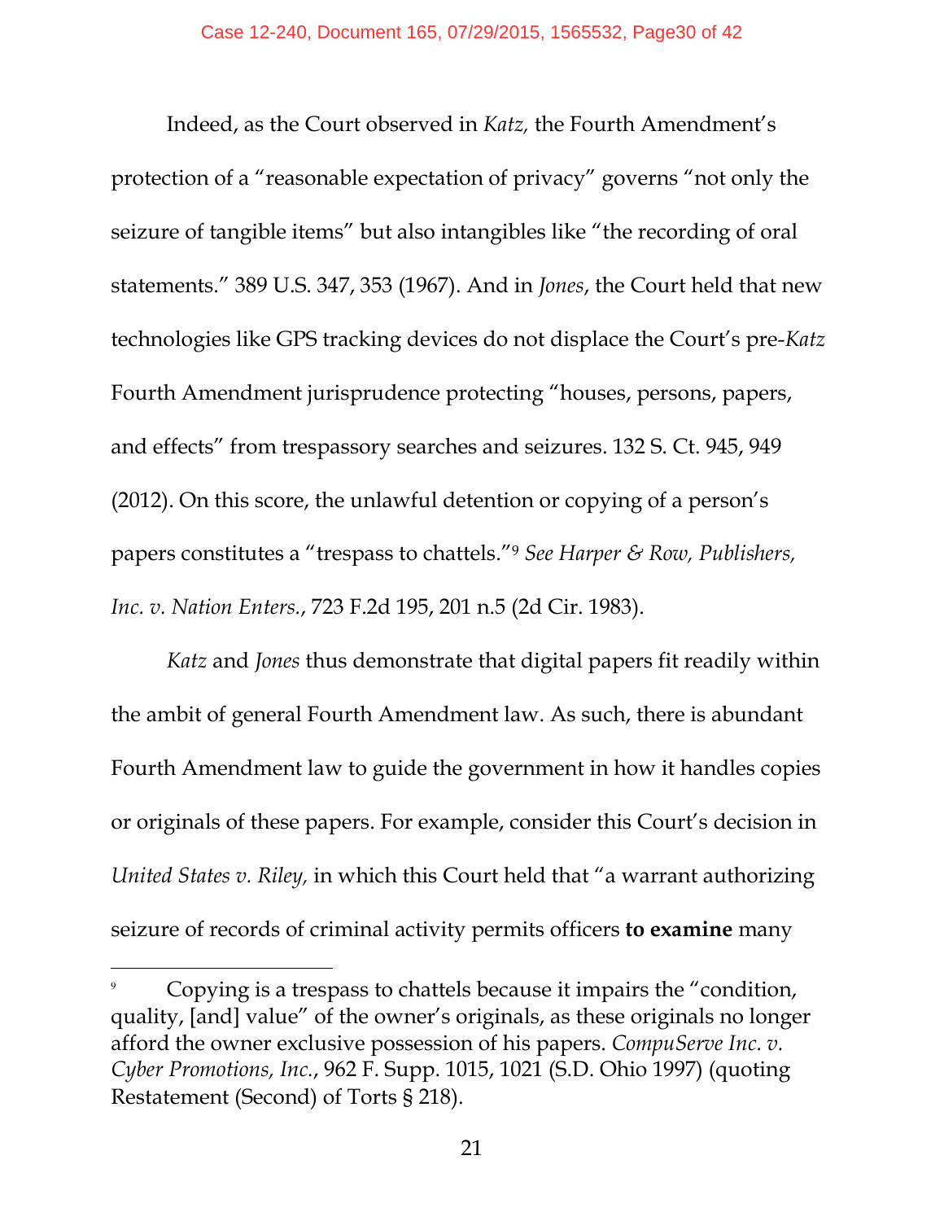Indeed, as the Court observed in *Katz,* the Fourth Amendment's protection of a "reasonable expectation of privacy" governs "not only the seizure of tangible items" but also intangibles like "the recording of oral statements." 389 U.S. 347, 353 (1967). And in *Jones*, the Court held that new technologies like GPS tracking devices do not displace the Court's pre-*Katz* Fourth Amendment jurisprudence protecting "houses, persons, papers, and effects" from trespassory searches and seizures. 132 S. Ct. 945, 949 (2012). On this score, the unlawful detention or copying of a person's papers constitutes a "trespass to chattels."[9] *See Harper & Row, Publishers, Inc. v. Nation Enters.*, 723 F.2d 195, 201 n.5 (2d Cir. 1983).

*Katz* and *Jones* thus demonstrate that digital papers fit readily within the ambit of general Fourth Amendment law. As such, there is abundant Fourth Amendment law to guide the government in how it handles copies or originals of these papers. For example, consider this Court's decision in *United States v. Riley,* in which this Court held that "a warrant authorizing seizure of records of criminal activity permits officers **to examine** many

---

[9] Copying is a trespass to chattels because it impairs the "condition, quality, [and] value" of the owner's originals, as these originals no longer afford the owner exclusive possession of his papers. *CompuServe Inc. v. Cyber Promotions, Inc.*, 962 F. Supp. 1015, 1021 (S.D. Ohio 1997) (quoting Restatement (Second) of Torts § 218).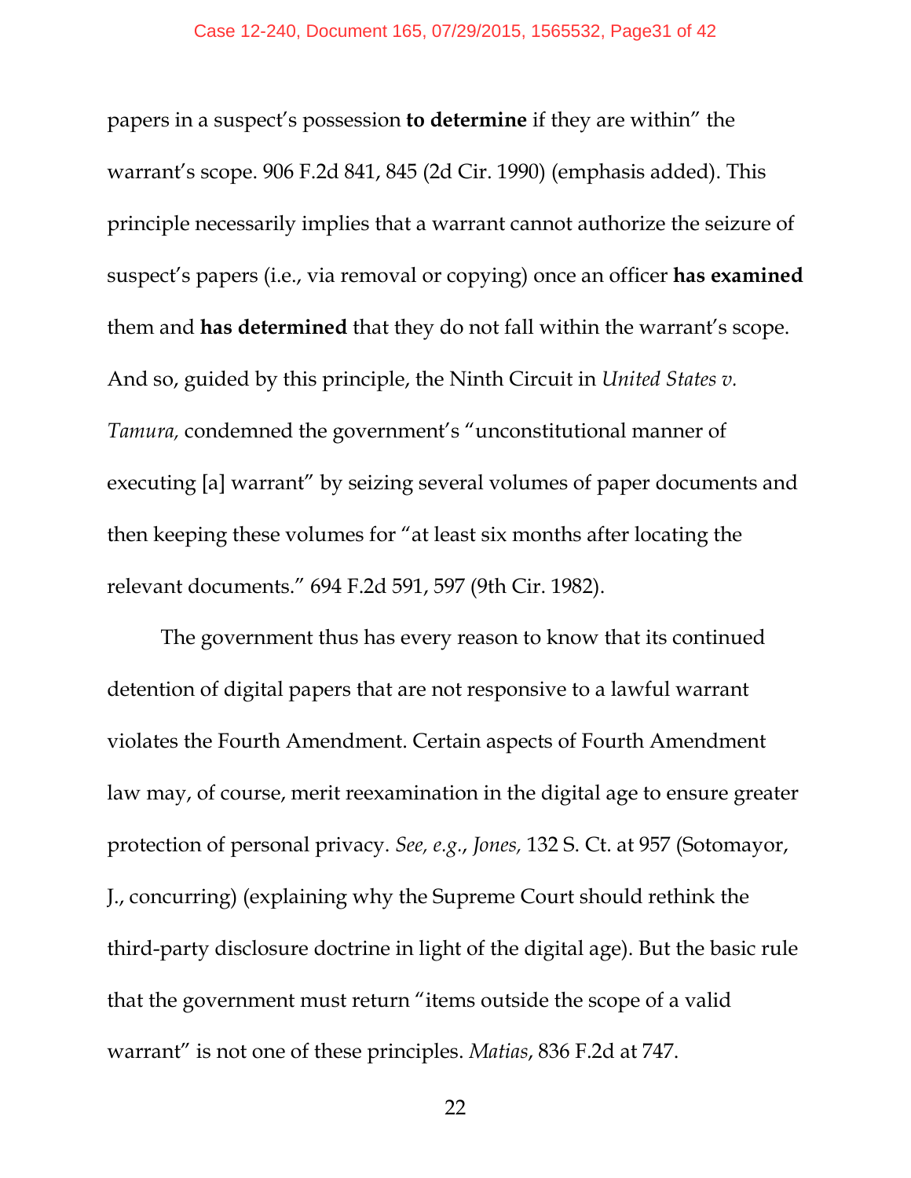papers in a suspect's possession **to determine** if they are within" the warrant's scope. 906 F.2d 841, 845 (2d Cir. 1990) (emphasis added). This principle necessarily implies that a warrant cannot authorize the seizure of suspect's papers (i.e., via removal or copying) once an officer **has examined** them and **has determined** that they do not fall within the warrant's scope. And so, guided by this principle, the Ninth Circuit in *United States v. Tamura,* condemned the government's "unconstitutional manner of executing [a] warrant" by seizing several volumes of paper documents and then keeping these volumes for "at least six months after locating the relevant documents." 694 F.2d 591, 597 (9th Cir. 1982).

The government thus has every reason to know that its continued detention of digital papers that are not responsive to a lawful warrant violates the Fourth Amendment. Certain aspects of Fourth Amendment law may, of course, merit reexamination in the digital age to ensure greater protection of personal privacy. *See, e.g.*, *Jones,* 132 S. Ct. at 957 (Sotomayor, J., concurring) (explaining why the Supreme Court should rethink the third-party disclosure doctrine in light of the digital age). But the basic rule that the government must return "items outside the scope of a valid warrant" is not one of these principles. *Matias*, 836 F.2d at 747.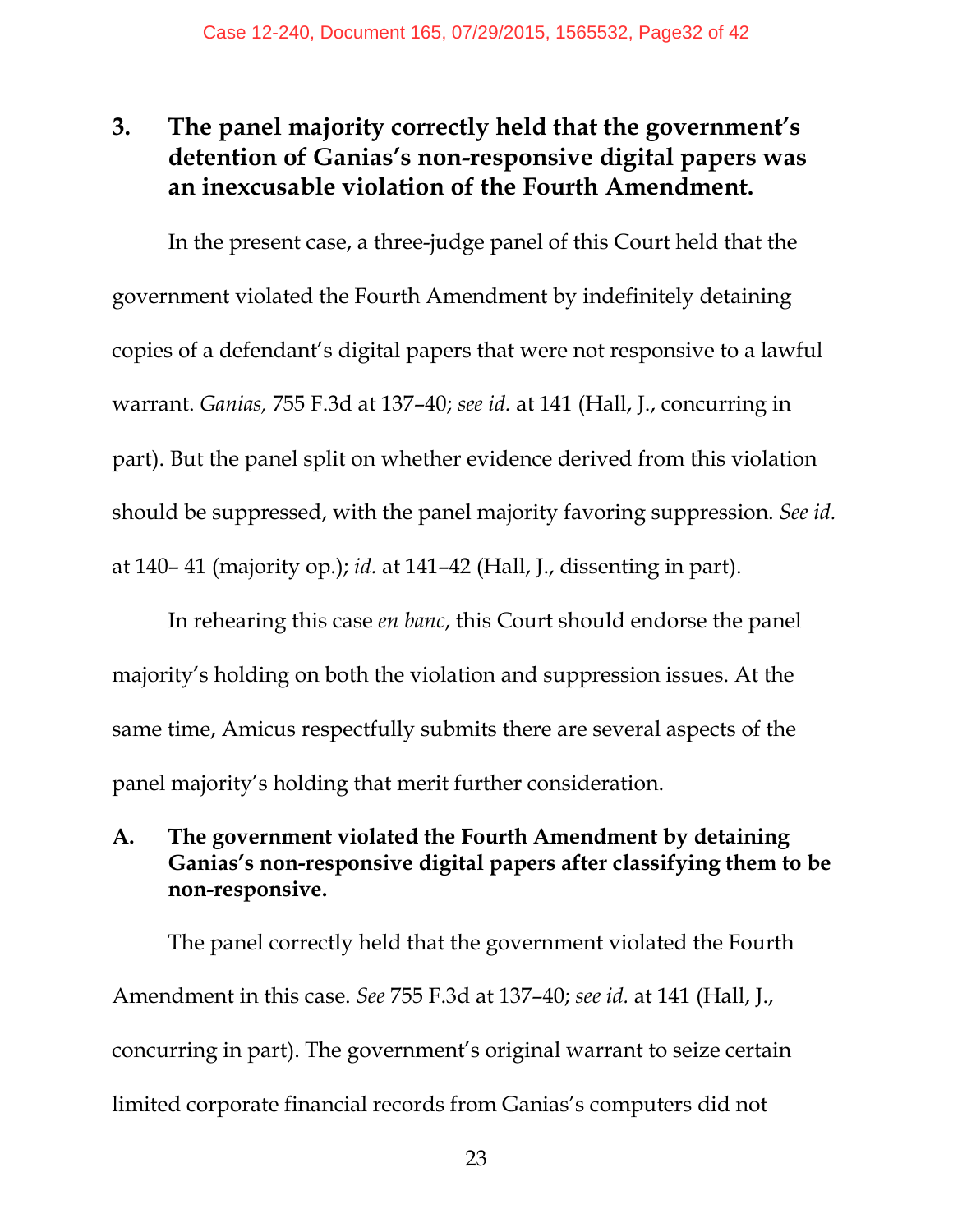## 3. The panel majority correctly held that the government's detention of Ganias's non-responsive digital papers was an inexcusable violation of the Fourth Amendment.

In the present case, a three-judge panel of this Court held that the government violated the Fourth Amendment by indefinitely detaining copies of a defendant's digital papers that were not responsive to a lawful warrant. *Ganias*, 755 F.3d at 137–40; *see id.* at 141 (Hall, J., concurring in part). But the panel split on whether evidence derived from this violation should be suppressed, with the panel majority favoring suppression. *See id.* at 140– 41 (majority op.); *id.* at 141–42 (Hall, J., dissenting in part).

In rehearing this case *en banc*, this Court should endorse the panel majority's holding on both the violation and suppression issues. At the same time, Amicus respectfully submits there are several aspects of the panel majority's holding that merit further consideration.

### A. The government violated the Fourth Amendment by detaining Ganias's non-responsive digital papers after classifying them to be non-responsive.

The panel correctly held that the government violated the Fourth Amendment in this case. *See* 755 F.3d at 137–40; *see id.* at 141 (Hall, J., concurring in part). The government's original warrant to seize certain limited corporate financial records from Ganias's computers did not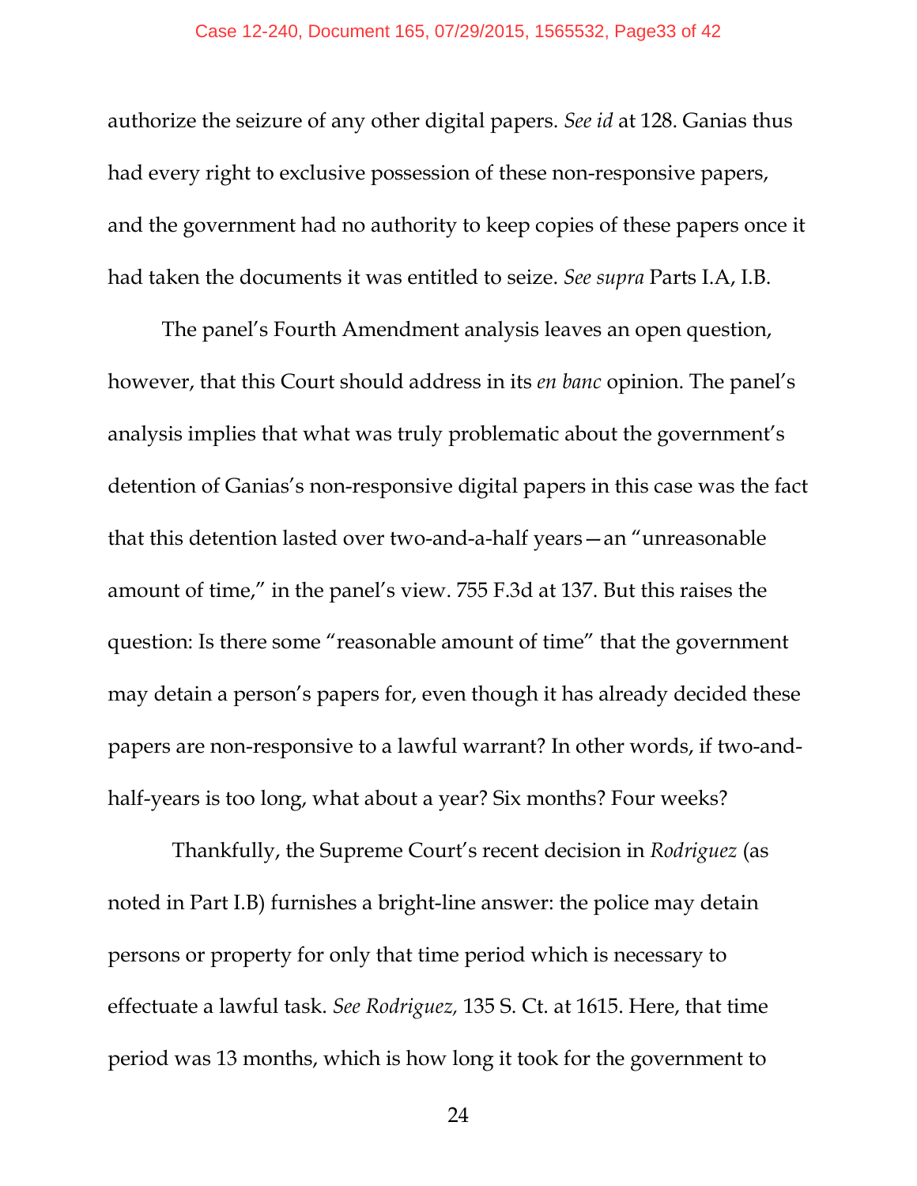authorize the seizure of any other digital papers. *See id* at 128. Ganias thus had every right to exclusive possession of these non-responsive papers, and the government had no authority to keep copies of these papers once it had taken the documents it was entitled to seize. *See supra* Parts I.A, I.B.

The panel's Fourth Amendment analysis leaves an open question, however, that this Court should address in its *en banc* opinion. The panel's analysis implies that what was truly problematic about the government's detention of Ganias's non-responsive digital papers in this case was the fact that this detention lasted over two-and-a-half years—an "unreasonable amount of time," in the panel's view. 755 F.3d at 137. But this raises the question: Is there some "reasonable amount of time" that the government may detain a person's papers for, even though it has already decided these papers are non-responsive to a lawful warrant? In other words, if two-and-half-years is too long, what about a year? Six months? Four weeks?

Thankfully, the Supreme Court's recent decision in *Rodriguez* (as noted in Part I.B) furnishes a bright-line answer: the police may detain persons or property for only that time period which is necessary to effectuate a lawful task. *See Rodriguez,* 135 S. Ct. at 1615. Here, that time period was 13 months, which is how long it took for the government to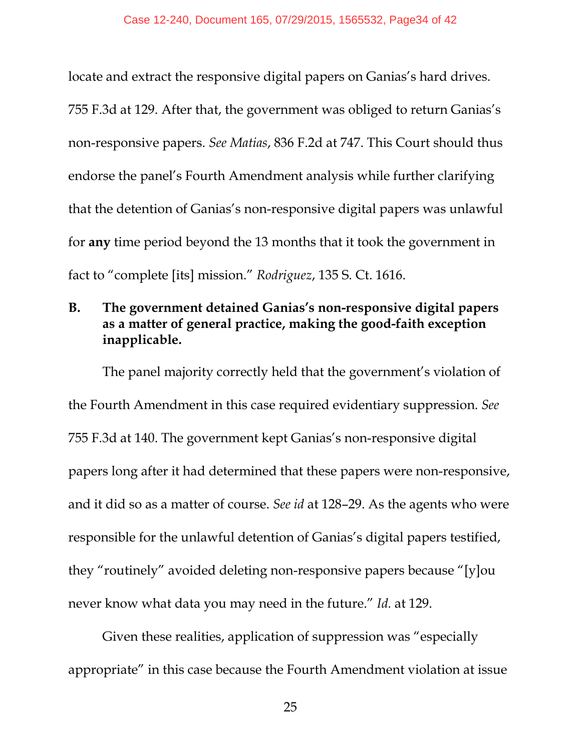locate and extract the responsive digital papers on Ganias's hard drives. 755 F.3d at 129. After that, the government was obliged to return Ganias's non-responsive papers. *See Matias*, 836 F.2d at 747. This Court should thus endorse the panel's Fourth Amendment analysis while further clarifying that the detention of Ganias's non-responsive digital papers was unlawful for **any** time period beyond the 13 months that it took the government in fact to "complete [its] mission." *Rodriguez*, 135 S. Ct. 1616.

### B. The government detained Ganias's non-responsive digital papers as a matter of general practice, making the good-faith exception inapplicable.

The panel majority correctly held that the government's violation of the Fourth Amendment in this case required evidentiary suppression. *See* 755 F.3d at 140. The government kept Ganias's non-responsive digital papers long after it had determined that these papers were non-responsive, and it did so as a matter of course. *See id* at 128–29. As the agents who were responsible for the unlawful detention of Ganias's digital papers testified, they "routinely" avoided deleting non-responsive papers because "[y]ou never know what data you may need in the future." *Id.* at 129.

Given these realities, application of suppression was "especially appropriate" in this case because the Fourth Amendment violation at issue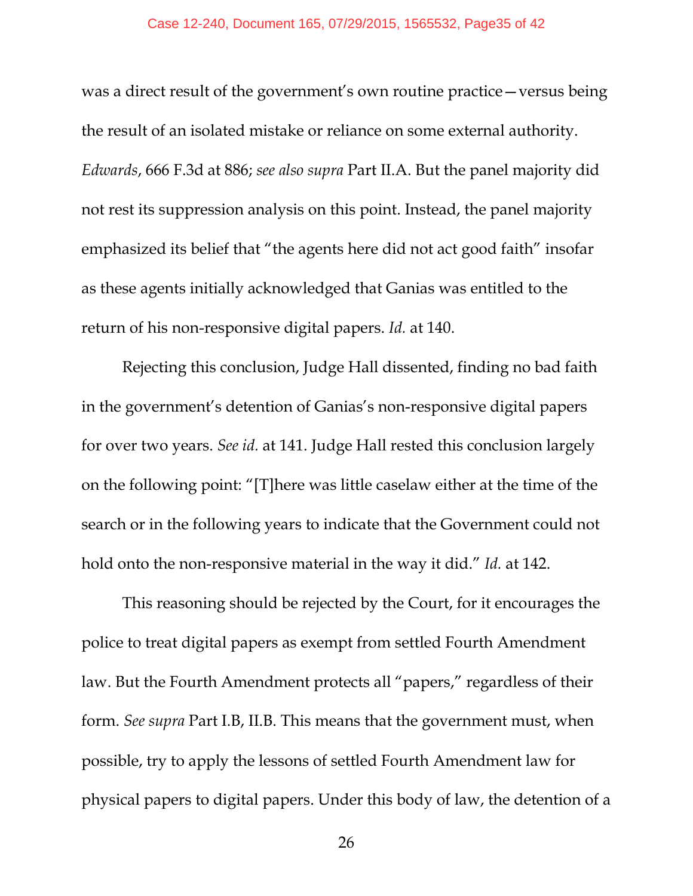was a direct result of the government's own routine practice—versus being the result of an isolated mistake or reliance on some external authority. *Edwards*, 666 F.3d at 886; *see also supra* Part II.A. But the panel majority did not rest its suppression analysis on this point. Instead, the panel majority emphasized its belief that "the agents here did not act good faith" insofar as these agents initially acknowledged that Ganias was entitled to the return of his non-responsive digital papers. *Id.* at 140.

Rejecting this conclusion, Judge Hall dissented, finding no bad faith in the government's detention of Ganias's non-responsive digital papers for over two years. *See id.* at 141. Judge Hall rested this conclusion largely on the following point: "[T]here was little caselaw either at the time of the search or in the following years to indicate that the Government could not hold onto the non-responsive material in the way it did." *Id.* at 142.

This reasoning should be rejected by the Court, for it encourages the police to treat digital papers as exempt from settled Fourth Amendment law. But the Fourth Amendment protects all "papers," regardless of their form. *See supra* Part I.B, II.B. This means that the government must, when possible, try to apply the lessons of settled Fourth Amendment law for physical papers to digital papers. Under this body of law, the detention of a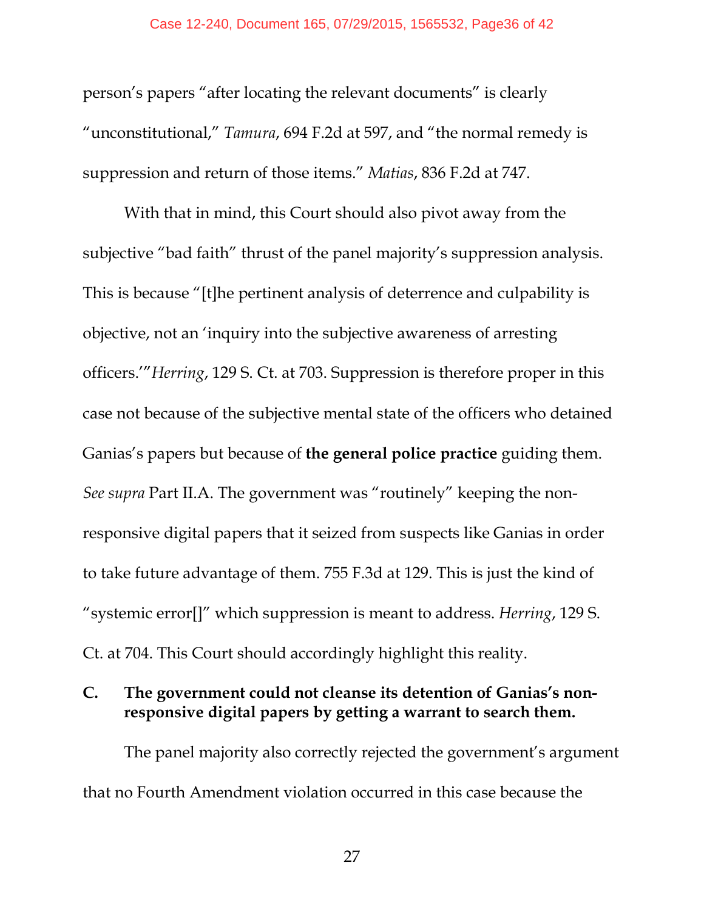person's papers "after locating the relevant documents" is clearly "unconstitutional," *Tamura*, 694 F.2d at 597, and "the normal remedy is suppression and return of those items." *Matias*, 836 F.2d at 747.

With that in mind, this Court should also pivot away from the subjective "bad faith" thrust of the panel majority's suppression analysis. This is because "[t]he pertinent analysis of deterrence and culpability is objective, not an 'inquiry into the subjective awareness of arresting officers.'" *Herring*, 129 S. Ct. at 703. Suppression is therefore proper in this case not because of the subjective mental state of the officers who detained Ganias's papers but because of **the general police practice** guiding them. *See supra* Part II.A. The government was "routinely" keeping the non-responsive digital papers that it seized from suspects like Ganias in order to take future advantage of them. 755 F.3d at 129. This is just the kind of "systemic error[]" which suppression is meant to address. *Herring*, 129 S. Ct. at 704. This Court should accordingly highlight this reality.

### C. The government could not cleanse its detention of Ganias's non-responsive digital papers by getting a warrant to search them.

The panel majority also correctly rejected the government's argument that no Fourth Amendment violation occurred in this case because the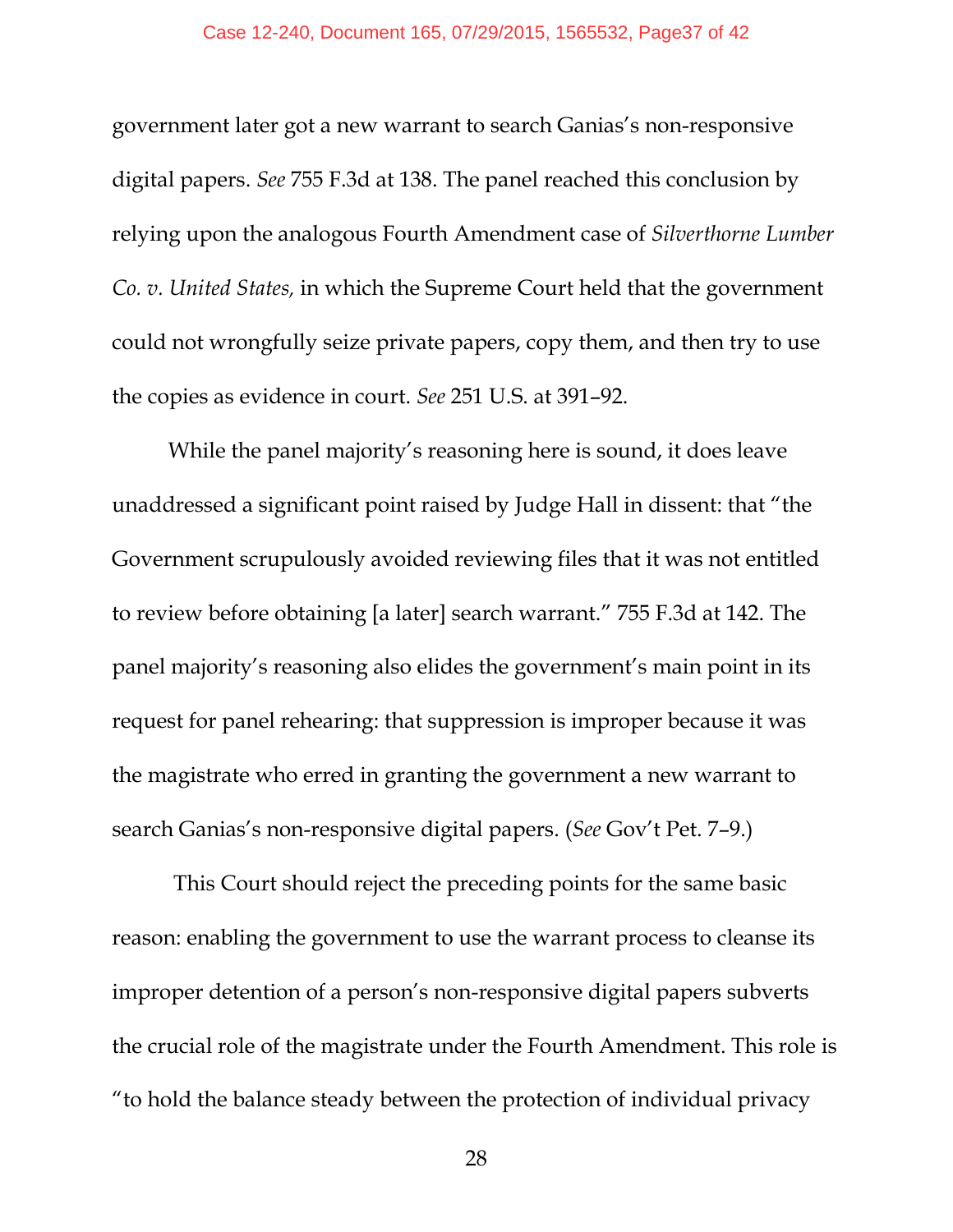government later got a new warrant to search Ganias's non-responsive digital papers. *See* 755 F.3d at 138. The panel reached this conclusion by relying upon the analogous Fourth Amendment case of *Silverthorne Lumber Co. v. United States,* in which the Supreme Court held that the government could not wrongfully seize private papers, copy them, and then try to use the copies as evidence in court. *See* 251 U.S. at 391–92.

While the panel majority's reasoning here is sound, it does leave unaddressed a significant point raised by Judge Hall in dissent: that "the Government scrupulously avoided reviewing files that it was not entitled to review before obtaining [a later] search warrant." 755 F.3d at 142. The panel majority's reasoning also elides the government's main point in its request for panel rehearing: that suppression is improper because it was the magistrate who erred in granting the government a new warrant to search Ganias's non-responsive digital papers. (*See* Gov't Pet. 7–9.)

This Court should reject the preceding points for the same basic reason: enabling the government to use the warrant process to cleanse its improper detention of a person's non-responsive digital papers subverts the crucial role of the magistrate under the Fourth Amendment. This role is "to hold the balance steady between the protection of individual privacy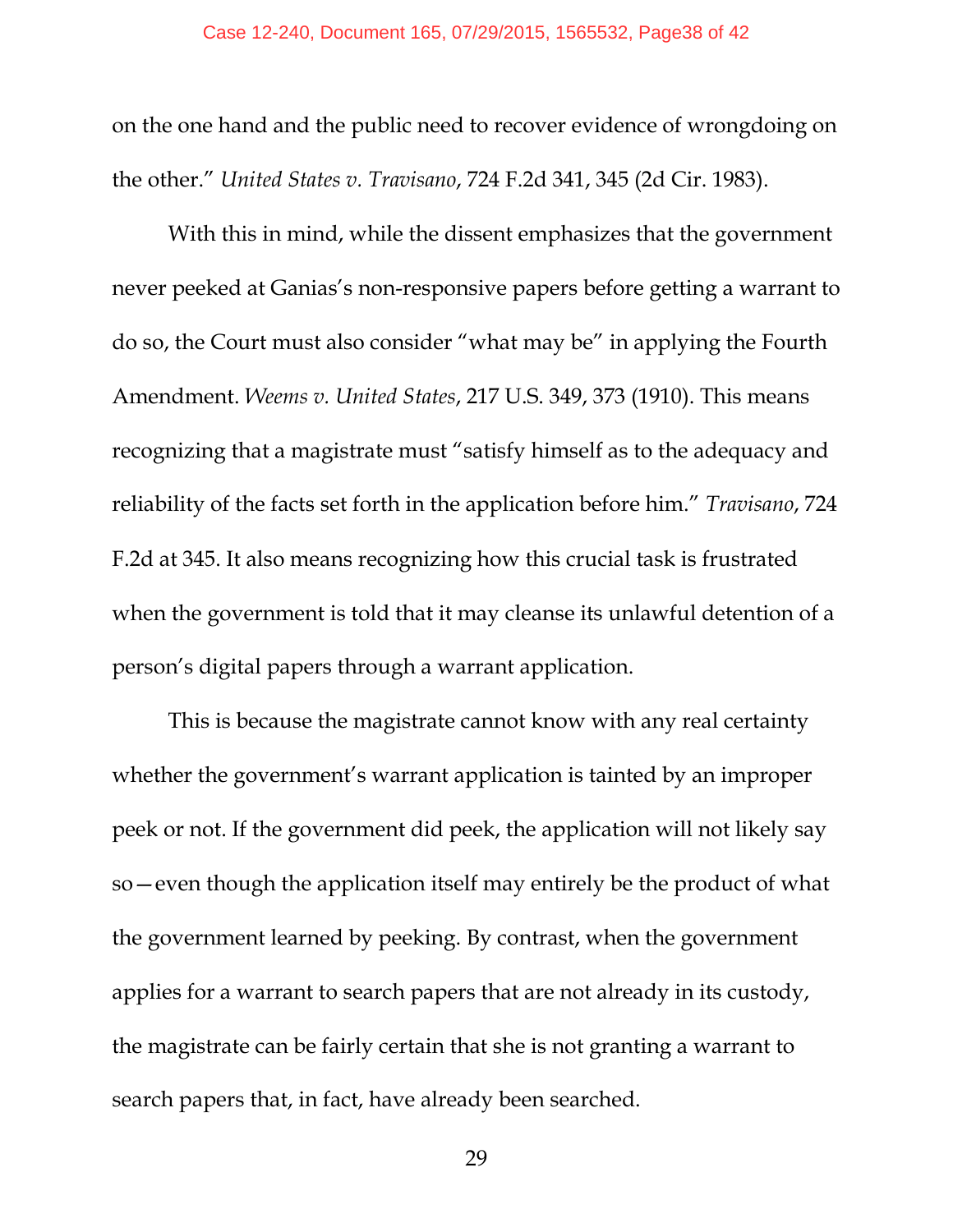on the one hand and the public need to recover evidence of wrongdoing on the other." *United States v. Travisano*, 724 F.2d 341, 345 (2d Cir. 1983).

With this in mind, while the dissent emphasizes that the government never peeked at Ganias's non-responsive papers before getting a warrant to do so, the Court must also consider "what may be" in applying the Fourth Amendment. *Weems v. United States*, 217 U.S. 349, 373 (1910). This means recognizing that a magistrate must "satisfy himself as to the adequacy and reliability of the facts set forth in the application before him." *Travisano*, 724 F.2d at 345. It also means recognizing how this crucial task is frustrated when the government is told that it may cleanse its unlawful detention of a person's digital papers through a warrant application.

This is because the magistrate cannot know with any real certainty whether the government's warrant application is tainted by an improper peek or not. If the government did peek, the application will not likely say so—even though the application itself may entirely be the product of what the government learned by peeking. By contrast, when the government applies for a warrant to search papers that are not already in its custody, the magistrate can be fairly certain that she is not granting a warrant to search papers that, in fact, have already been searched.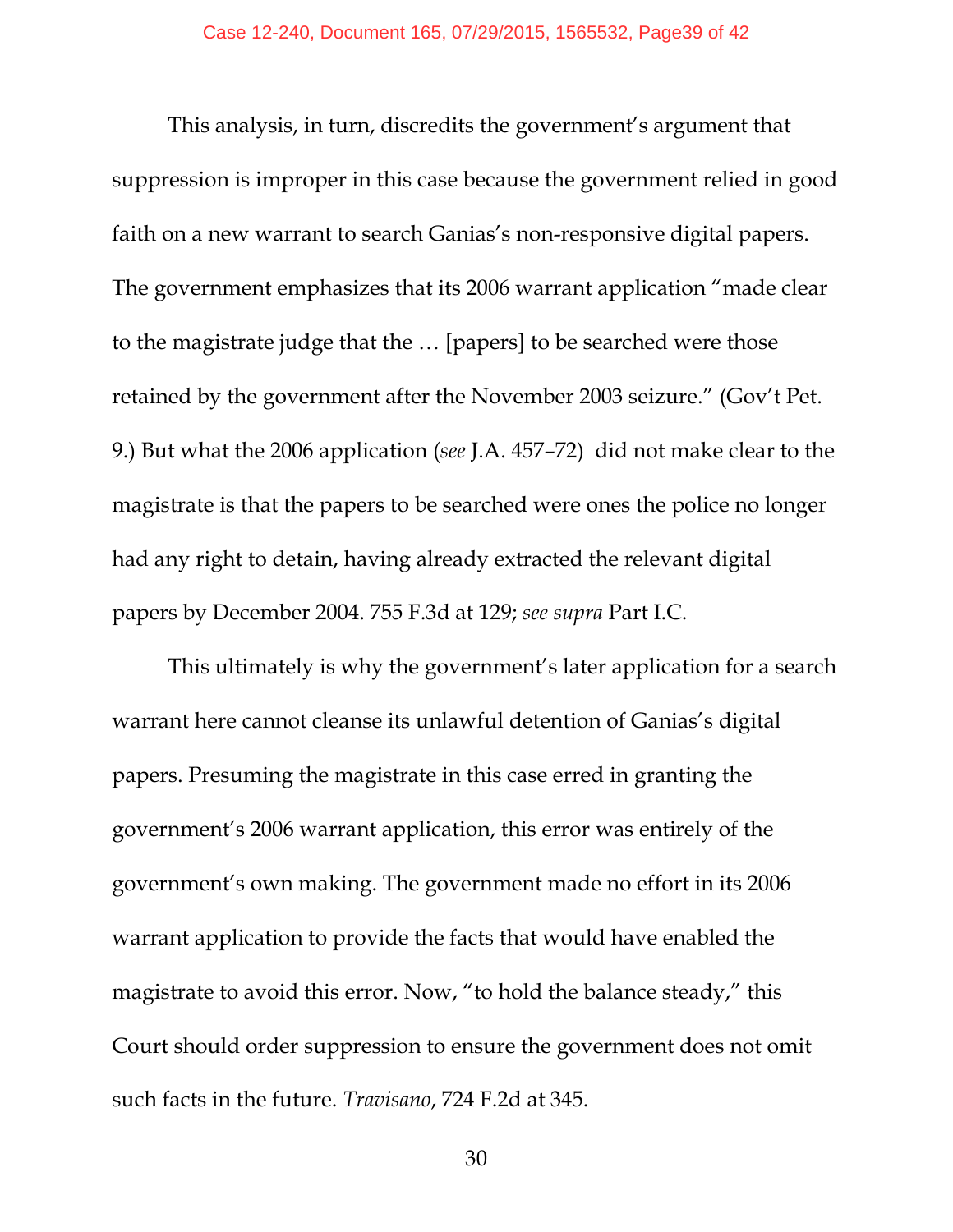This analysis, in turn, discredits the government's argument that suppression is improper in this case because the government relied in good faith on a new warrant to search Ganias's non-responsive digital papers. The government emphasizes that its 2006 warrant application "made clear to the magistrate judge that the … [papers] to be searched were those retained by the government after the November 2003 seizure." (Gov't Pet. 9.) But what the 2006 application (*see* J.A. 457–72) did not make clear to the magistrate is that the papers to be searched were ones the police no longer had any right to detain, having already extracted the relevant digital papers by December 2004. 755 F.3d at 129; *see supra* Part I.C.

This ultimately is why the government's later application for a search warrant here cannot cleanse its unlawful detention of Ganias's digital papers. Presuming the magistrate in this case erred in granting the government's 2006 warrant application, this error was entirely of the government's own making. The government made no effort in its 2006 warrant application to provide the facts that would have enabled the magistrate to avoid this error. Now, "to hold the balance steady," this Court should order suppression to ensure the government does not omit such facts in the future. *Travisano*, 724 F.2d at 345.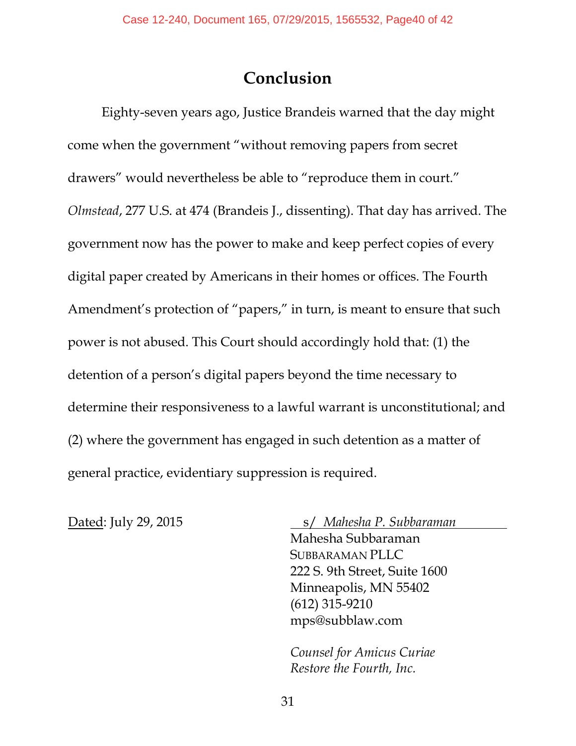# Conclusion

Eighty-seven years ago, Justice Brandeis warned that the day might come when the government "without removing papers from secret drawers" would nevertheless be able to "reproduce them in court." *Olmstead*, 277 U.S. at 474 (Brandeis J., dissenting). That day has arrived. The government now has the power to make and keep perfect copies of every digital paper created by Americans in their homes or offices. The Fourth Amendment's protection of "papers," in turn, is meant to ensure that such power is not abused. This Court should accordingly hold that: (1) the detention of a person's digital papers beyond the time necessary to determine their responsiveness to a lawful warrant is unconstitutional; and (2) where the government has engaged in such detention as a matter of general practice, evidentiary suppression is required.

Dated: July 29, 2015

s/ *Mahesha P. Subbaraman*
Mahesha Subbaraman
SUBBARAMAN PLLC
222 S. 9th Street, Suite 1600
Minneapolis, MN 55402
(612) 315-9210
mps@subblaw.com

*Counsel for Amicus Curiae*
*Restore the Fourth, Inc.*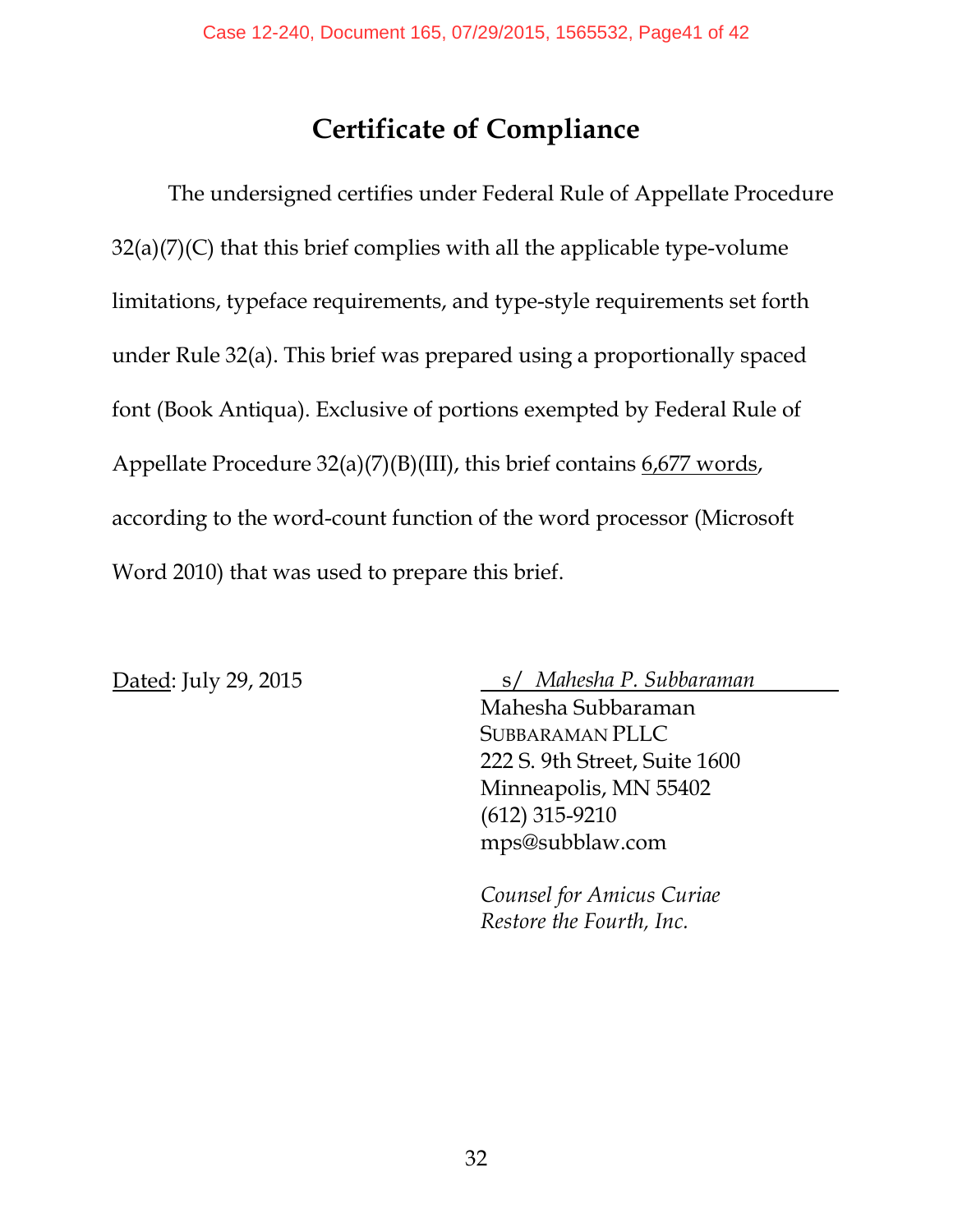# Certificate of Compliance

The undersigned certifies under Federal Rule of Appellate Procedure 32(a)(7)(C) that this brief complies with all the applicable type-volume limitations, typeface requirements, and type-style requirements set forth under Rule 32(a). This brief was prepared using a proportionally spaced font (Book Antiqua). Exclusive of portions exempted by Federal Rule of Appellate Procedure 32(a)(7)(B)(III), this brief contains 6,677 words, according to the word-count function of the word processor (Microsoft Word 2010) that was used to prepare this brief.

Dated: July 29, 2015

s/ *Mahesha P. Subbaraman*
Mahesha Subbaraman
SUBBARAMAN PLLC
222 S. 9th Street, Suite 1600
Minneapolis, MN 55402
(612) 315-9210
mps@subblaw.com

*Counsel for Amicus Curiae Restore the Fourth, Inc.*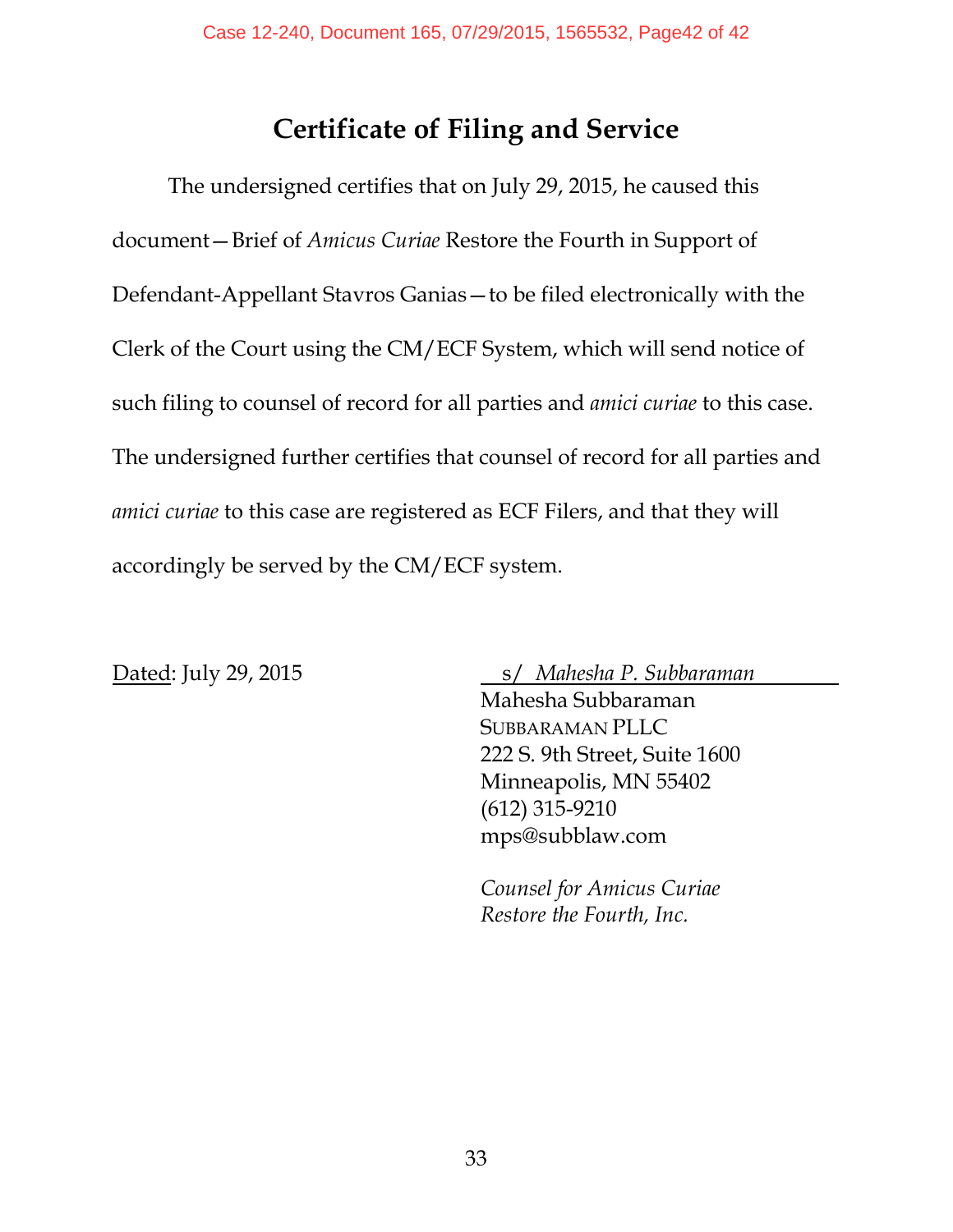# Certificate of Filing and Service

The undersigned certifies that on July 29, 2015, he caused this document—Brief of *Amicus Curiae* Restore the Fourth in Support of Defendant-Appellant Stavros Ganias—to be filed electronically with the Clerk of the Court using the CM/ECF System, which will send notice of such filing to counsel of record for all parties and *amici curiae* to this case. The undersigned further certifies that counsel of record for all parties and *amici curiae* to this case are registered as ECF Filers, and that they will accordingly be served by the CM/ECF system.

Dated: July 29, 2015

s/ *Mahesha P. Subbaraman*
Mahesha Subbaraman
SUBBARAMAN PLLC
222 S. 9th Street, Suite 1600
Minneapolis, MN 55402
(612) 315-9210
mps@subblaw.com

*Counsel for Amicus Curiae*
*Restore the Fourth, Inc.*